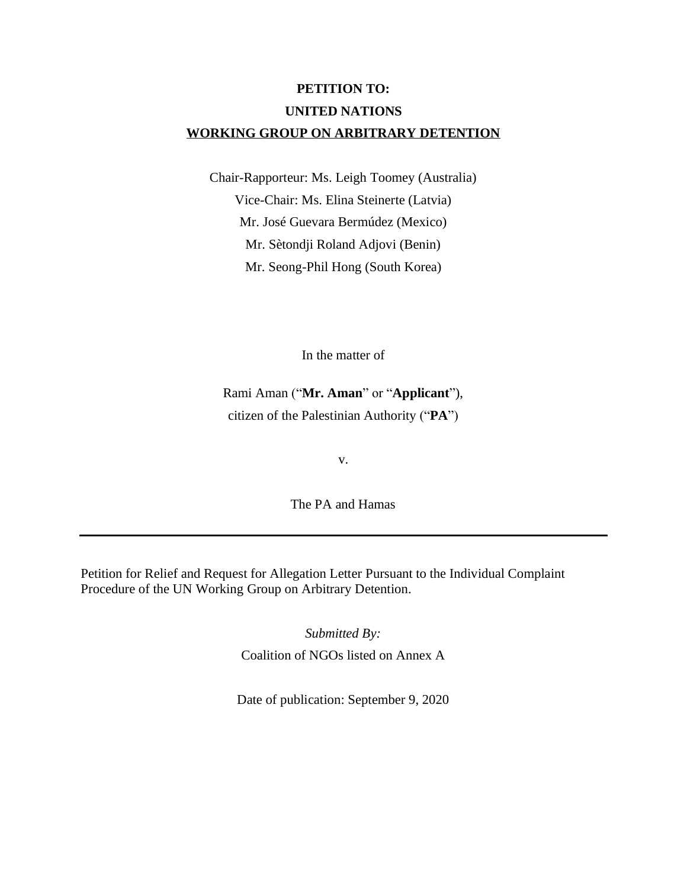**PETITION TO:**

**UNITED NATIONS**

**WORKING GROUP ON ARBITRARY DETENTION**

Chair-Rapporteur: Ms. Leigh Toomey (Australia)

Vice-Chair: Ms. Elina Steinerte (Latvia)

Mr. José Guevara Bermúdez (Mexico)

Mr. Sètondji Roland Adjovi (Benin)

Mr. Seong-Phil Hong (South Korea)

In the matter of

Rami Aman ("**Mr. Aman**" or "**Applicant**"),
citizen of the Palestinian Authority ("**PA**")

v.

The PA and Hamas

---

Petition for Relief and Request for Allegation Letter Pursuant to the Individual Complaint Procedure of the UN Working Group on Arbitrary Detention.

*Submitted By:*

Coalition of NGOs listed on Annex A

Date of publication: September 9, 2020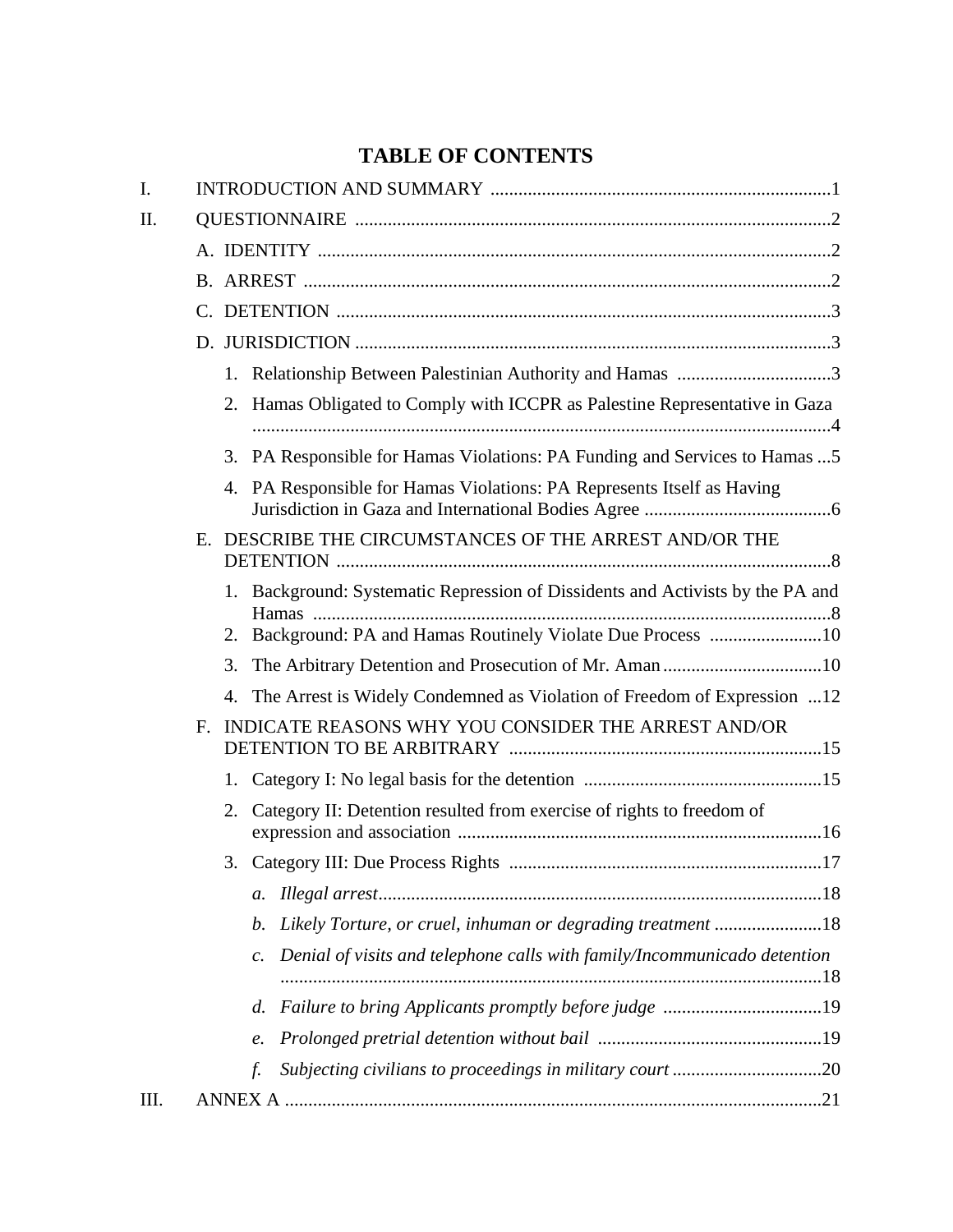# TABLE OF CONTENTS

I. INTRODUCTION AND SUMMARY ........................................................................1

II. QUESTIONNAIRE ....................................................................................................2

- A. IDENTITY ............................................................................................................2
- B. ARREST ...............................................................................................................2
- C. DETENTION ........................................................................................................3
- D. JURISDICTION ....................................................................................................3
  1. Relationship Between Palestinian Authority and Hamas .................................3
  2. Hamas Obligated to Comply with ICCPR as Palestine Representative in Gaza ..........................................................................................................................4
  3. PA Responsible for Hamas Violations: PA Funding and Services to Hamas ...5
  4. PA Responsible for Hamas Violations: PA Represents Itself as Having Jurisdiction in Gaza and International Bodies Agree ........................................6
- E. DESCRIBE THE CIRCUMSTANCES OF THE ARREST AND/OR THE DETENTION ........................................................................................................8
  1. Background: Systematic Repression of Dissidents and Activists by the PA and Hamas ..............................................................................................................8
  2. Background: PA and Hamas Routinely Violate Due Process ........................10
  3. The Arbitrary Detention and Prosecution of Mr. Aman ..................................10
  4. The Arrest is Widely Condemned as Violation of Freedom of Expression ...12
- F. INDICATE REASONS WHY YOU CONSIDER THE ARREST AND/OR DETENTION TO BE ARBITRARY ..................................................................15
  1. Category I: No legal basis for the detention ...................................................15
  2. Category II: Detention resulted from exercise of rights to freedom of expression and association ..............................................................................16
  3. Category III: Due Process Rights ..................................................................17
     - a. *Illegal arrest*..............................................................................................18
     - b. *Likely Torture, or cruel, inhuman or degrading treatment* .......................18
     - c. *Denial of visits and telephone calls with family/Incommunicado detention* ...................................................................................................................18
     - d. *Failure to bring Applicants promptly before judge* ..................................19
     - e. *Prolonged pretrial detention without bail* ................................................19
     - f. *Subjecting civilians to proceedings in military court* ................................20

III. ANNEX A .................................................................................................................21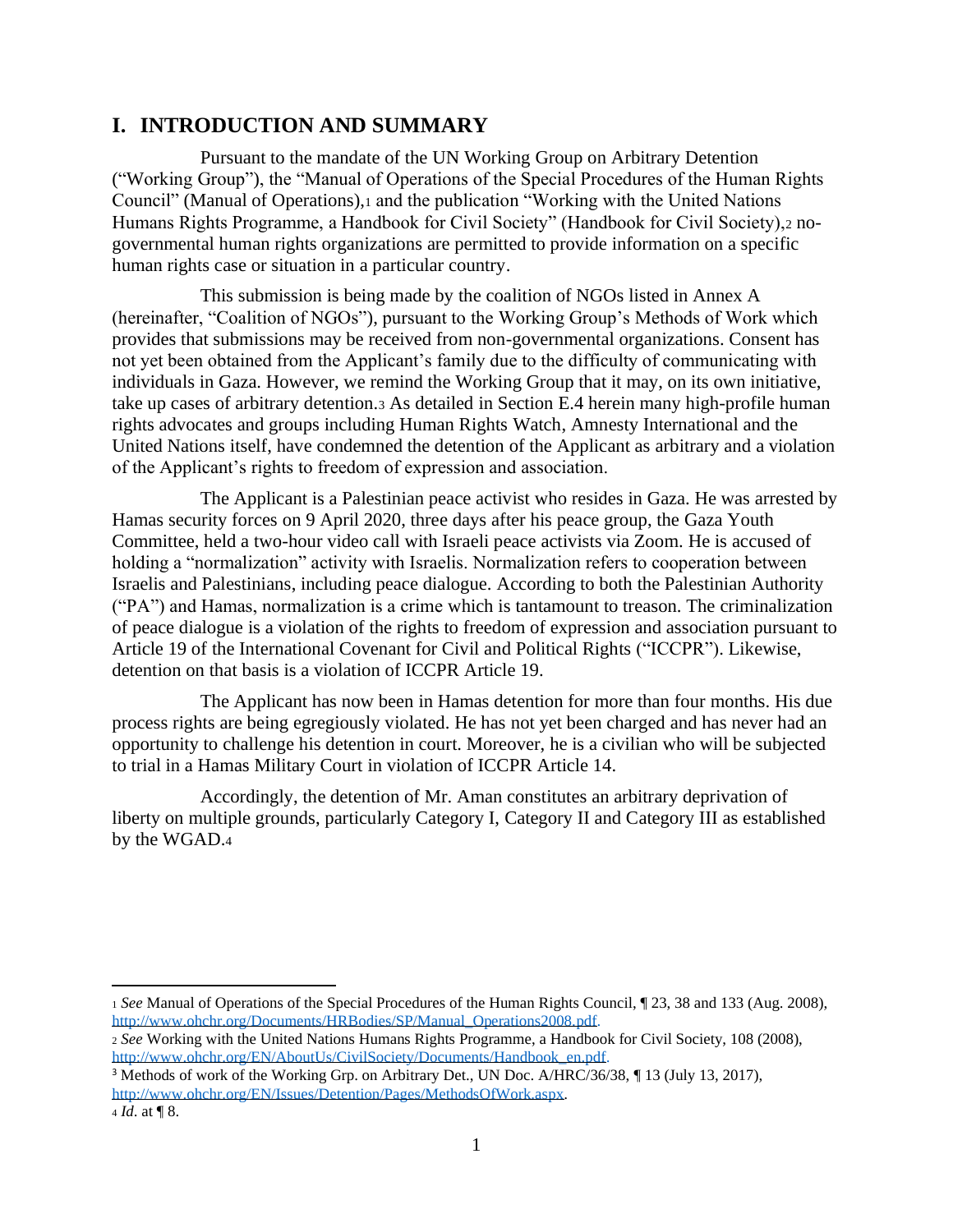## I. INTRODUCTION AND SUMMARY

Pursuant to the mandate of the UN Working Group on Arbitrary Detention ("Working Group"), the "Manual of Operations of the Special Procedures of the Human Rights Council" (Manual of Operations),[1] and the publication "Working with the United Nations Humans Rights Programme, a Handbook for Civil Society" (Handbook for Civil Society),[2] no-governmental human rights organizations are permitted to provide information on a specific human rights case or situation in a particular country.

This submission is being made by the coalition of NGOs listed in Annex A (hereinafter, "Coalition of NGOs"), pursuant to the Working Group's Methods of Work which provides that submissions may be received from non-governmental organizations. Consent has not yet been obtained from the Applicant's family due to the difficulty of communicating with individuals in Gaza. However, we remind the Working Group that it may, on its own initiative, take up cases of arbitrary detention.[3] As detailed in Section E.4 herein many high-profile human rights advocates and groups including Human Rights Watch, Amnesty International and the United Nations itself, have condemned the detention of the Applicant as arbitrary and a violation of the Applicant's rights to freedom of expression and association.

The Applicant is a Palestinian peace activist who resides in Gaza. He was arrested by Hamas security forces on 9 April 2020, three days after his peace group, the Gaza Youth Committee, held a two-hour video call with Israeli peace activists via Zoom. He is accused of holding a "normalization" activity with Israelis. Normalization refers to cooperation between Israelis and Palestinians, including peace dialogue. According to both the Palestinian Authority ("PA") and Hamas, normalization is a crime which is tantamount to treason. The criminalization of peace dialogue is a violation of the rights to freedom of expression and association pursuant to Article 19 of the International Covenant for Civil and Political Rights ("ICCPR"). Likewise, detention on that basis is a violation of ICCPR Article 19.

The Applicant has now been in Hamas detention for more than four months. His due process rights are being egregiously violated. He has not yet been charged and has never had an opportunity to challenge his detention in court. Moreover, he is a civilian who will be subjected to trial in a Hamas Military Court in violation of ICCPR Article 14.

Accordingly, the detention of Mr. Aman constitutes an arbitrary deprivation of liberty on multiple grounds, particularly Category I, Category II and Category III as established by the WGAD.[4]

---

[1] *See* Manual of Operations of the Special Procedures of the Human Rights Council, ¶ 23, 38 and 133 (Aug. 2008), http://www.ohchr.org/Documents/HRBodies/SP/Manual_Operations2008.pdf.

[2] *See* Working with the United Nations Humans Rights Programme, a Handbook for Civil Society, 108 (2008), http://www.ohchr.org/EN/AboutUs/CivilSociety/Documents/Handbook_en.pdf.

[3] Methods of work of the Working Grp. on Arbitrary Det., UN Doc. A/HRC/36/38, ¶ 13 (July 13, 2017), http://www.ohchr.org/EN/Issues/Detention/Pages/MethodsOfWork.aspx.

[4] *Id*. at ¶ 8.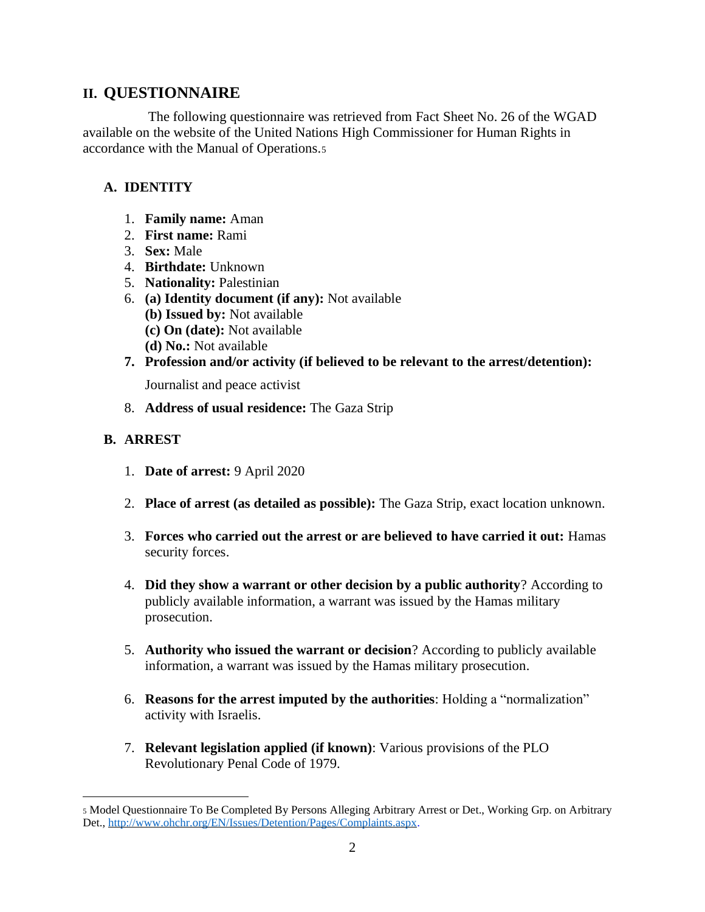## II. QUESTIONNAIRE

The following questionnaire was retrieved from Fact Sheet No. 26 of the WGAD available on the website of the United Nations High Commissioner for Human Rights in accordance with the Manual of Operations.[5]

### A. IDENTITY

1. **Family name:** Aman
2. **First name:** Rami
3. **Sex:** Male
4. **Birthdate:** Unknown
5. **Nationality:** Palestinian
6. **(a) Identity document (if any):** Not available
   **(b) Issued by:** Not available
   **(c) On (date):** Not available
   **(d) No.:** Not available
7. **Profession and/or activity (if believed to be relevant to the arrest/detention):**

   Journalist and peace activist

8. **Address of usual residence:** The Gaza Strip

### B. ARREST

1. **Date of arrest:** 9 April 2020

2. **Place of arrest (as detailed as possible):** The Gaza Strip, exact location unknown.

3. **Forces who carried out the arrest or are believed to have carried it out:** Hamas security forces.

4. **Did they show a warrant or other decision by a public authority**? According to publicly available information, a warrant was issued by the Hamas military prosecution.

5. **Authority who issued the warrant or decision**? According to publicly available information, a warrant was issued by the Hamas military prosecution.

6. **Reasons for the arrest imputed by the authorities**: Holding a "normalization" activity with Israelis.

7. **Relevant legislation applied (if known)**: Various provisions of the PLO Revolutionary Penal Code of 1979.

---

[5] Model Questionnaire To Be Completed By Persons Alleging Arbitrary Arrest or Det., Working Grp. on Arbitrary Det., http://www.ohchr.org/EN/Issues/Detention/Pages/Complaints.aspx.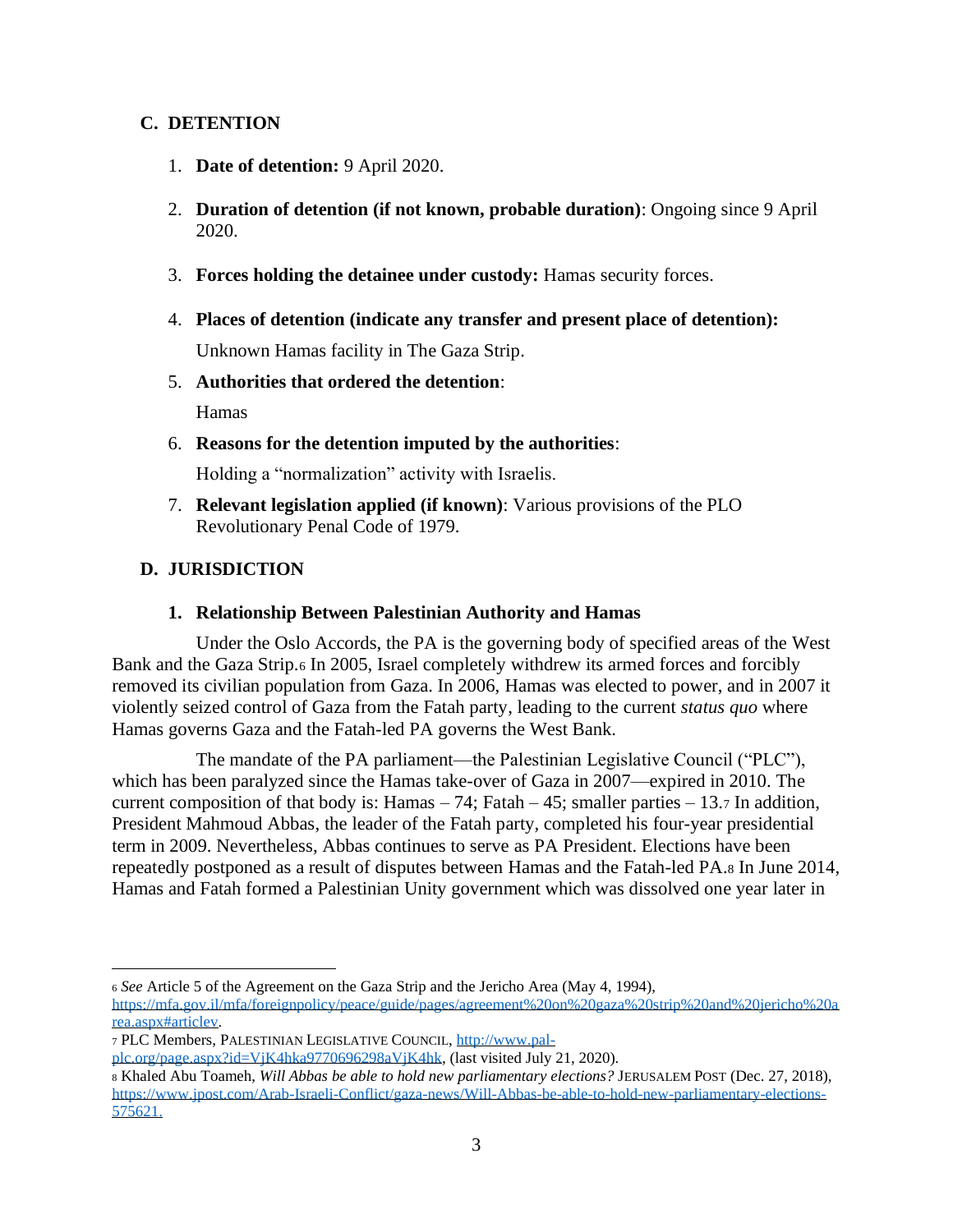## C. DETENTION

1. **Date of detention:** 9 April 2020.

2. **Duration of detention (if not known, probable duration)**: Ongoing since 9 April 2020.

3. **Forces holding the detainee under custody:** Hamas security forces.

4. **Places of detention (indicate any transfer and present place of detention):**

   Unknown Hamas facility in The Gaza Strip.

5. **Authorities that ordered the detention**:

   Hamas

6. **Reasons for the detention imputed by the authorities**:

   Holding a "normalization" activity with Israelis.

7. **Relevant legislation applied (if known)**: Various provisions of the PLO Revolutionary Penal Code of 1979.

## D. JURISDICTION

### 1. Relationship Between Palestinian Authority and Hamas

Under the Oslo Accords, the PA is the governing body of specified areas of the West Bank and the Gaza Strip.[6] In 2005, Israel completely withdrew its armed forces and forcibly removed its civilian population from Gaza. In 2006, Hamas was elected to power, and in 2007 it violently seized control of Gaza from the Fatah party, leading to the current *status quo* where Hamas governs Gaza and the Fatah-led PA governs the West Bank.

The mandate of the PA parliament—the Palestinian Legislative Council ("PLC"), which has been paralyzed since the Hamas take-over of Gaza in 2007—expired in 2010. The current composition of that body is: Hamas – 74; Fatah – 45; smaller parties – 13.[7] In addition, President Mahmoud Abbas, the leader of the Fatah party, completed his four-year presidential term in 2009. Nevertheless, Abbas continues to serve as PA President. Elections have been repeatedly postponed as a result of disputes between Hamas and the Fatah-led PA.[8] In June 2014, Hamas and Fatah formed a Palestinian Unity government which was dissolved one year later in

---

[6] *See* Article 5 of the Agreement on the Gaza Strip and the Jericho Area (May 4, 1994), https://mfa.gov.il/mfa/foreignpolicy/peace/guide/pages/agreement%20on%20gaza%20strip%20and%20jericho%20area.aspx#articlev.

[7] PLC Members, PALESTINIAN LEGISLATIVE COUNCIL, http://www.pal-plc.org/page.aspx?id=VjK4hka9770696298aVjK4hk, (last visited July 21, 2020).

[8] Khaled Abu Toameh, *Will Abbas be able to hold new parliamentary elections?* JERUSALEM POST (Dec. 27, 2018), https://www.jpost.com/Arab-Israeli-Conflict/gaza-news/Will-Abbas-be-able-to-hold-new-parliamentary-elections-575621.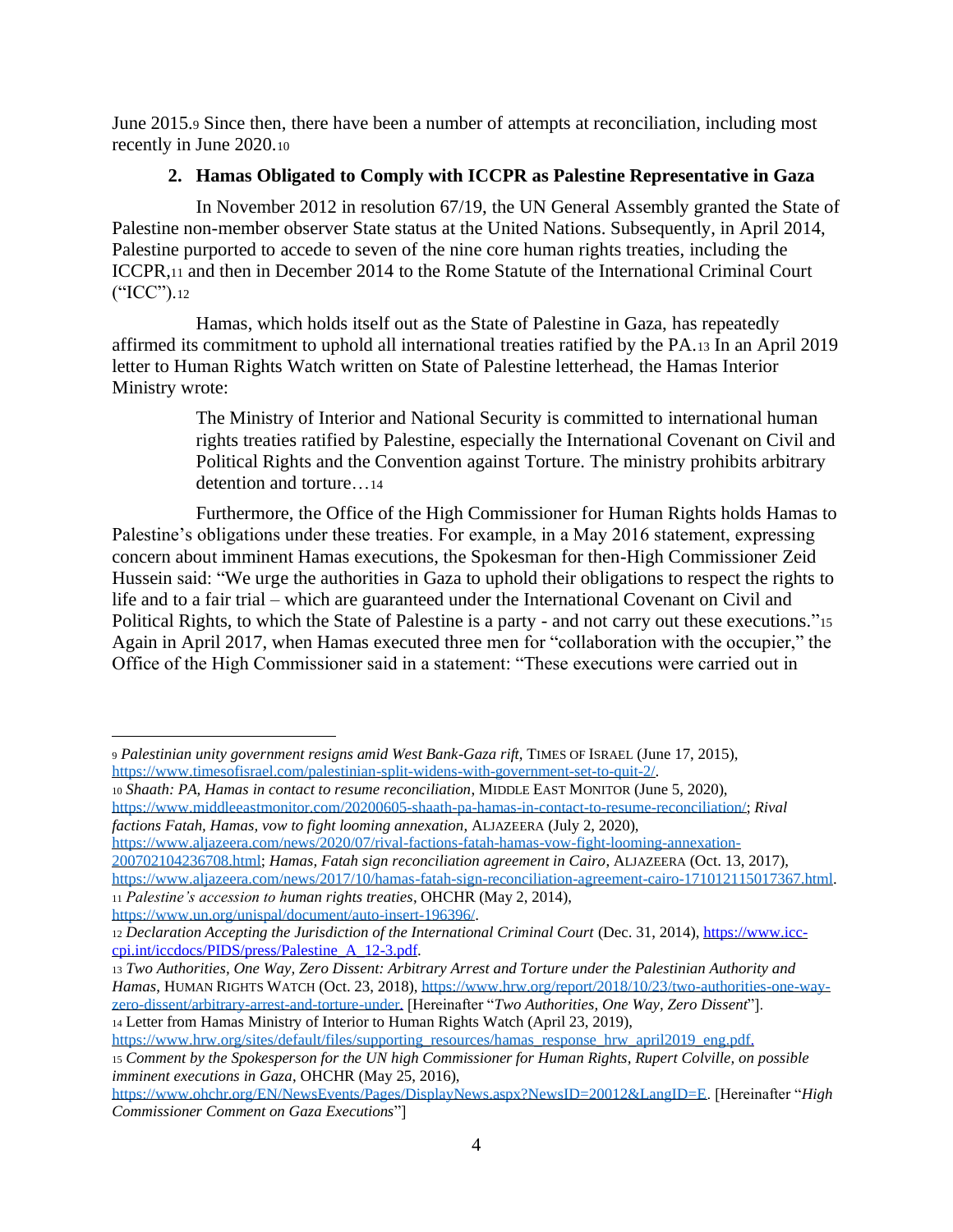June 2015.[9] Since then, there have been a number of attempts at reconciliation, including most recently in June 2020.[10]

### 2. Hamas Obligated to Comply with ICCPR as Palestine Representative in Gaza

In November 2012 in resolution 67/19, the UN General Assembly granted the State of Palestine non-member observer State status at the United Nations. Subsequently, in April 2014, Palestine purported to accede to seven of the nine core human rights treaties, including the ICCPR,[11] and then in December 2014 to the Rome Statute of the International Criminal Court ("ICC").[12]

Hamas, which holds itself out as the State of Palestine in Gaza, has repeatedly affirmed its commitment to uphold all international treaties ratified by the PA.[13] In an April 2019 letter to Human Rights Watch written on State of Palestine letterhead, the Hamas Interior Ministry wrote:

> The Ministry of Interior and National Security is committed to international human rights treaties ratified by Palestine, especially the International Covenant on Civil and Political Rights and the Convention against Torture. The ministry prohibits arbitrary detention and torture…[14]

Furthermore, the Office of the High Commissioner for Human Rights holds Hamas to Palestine's obligations under these treaties. For example, in a May 2016 statement, expressing concern about imminent Hamas executions, the Spokesman for then-High Commissioner Zeid Hussein said: "We urge the authorities in Gaza to uphold their obligations to respect the rights to life and to a fair trial – which are guaranteed under the International Covenant on Civil and Political Rights, to which the State of Palestine is a party - and not carry out these executions."[15] Again in April 2017, when Hamas executed three men for "collaboration with the occupier," the Office of the High Commissioner said in a statement: "These executions were carried out in

---

[9] *Palestinian unity government resigns amid West Bank-Gaza rift*, TIMES OF ISRAEL (June 17, 2015), https://www.timesofisrael.com/palestinian-split-widens-with-government-set-to-quit-2/.

[10] *Shaath: PA, Hamas in contact to resume reconciliation*, MIDDLE EAST MONITOR (June 5, 2020), https://www.middleeastmonitor.com/20200605-shaath-pa-hamas-in-contact-to-resume-reconciliation/; *Rival factions Fatah, Hamas, vow to fight looming annexation*, ALJAZEERA (July 2, 2020), https://www.aljazeera.com/news/2020/07/rival-factions-fatah-hamas-vow-fight-looming-annexation-200702104236708.html; *Hamas, Fatah sign reconciliation agreement in Cairo*, ALJAZEERA (Oct. 13, 2017), https://www.aljazeera.com/news/2017/10/hamas-fatah-sign-reconciliation-agreement-cairo-171012115017367.html.

[11] *Palestine's accession to human rights treaties*, OHCHR (May 2, 2014), https://www.un.org/unispal/document/auto-insert-196396/.

[12] *Declaration Accepting the Jurisdiction of the International Criminal Court* (Dec. 31, 2014), https://www.icc-cpi.int/iccdocs/PIDS/press/Palestine_A_12-3.pdf.

[13] *Two Authorities, One Way, Zero Dissent: Arbitrary Arrest and Torture under the Palestinian Authority and Hamas*, HUMAN RIGHTS WATCH (Oct. 23, 2018), https://www.hrw.org/report/2018/10/23/two-authorities-one-way-zero-dissent/arbitrary-arrest-and-torture-under. [Hereinafter "*Two Authorities, One Way, Zero Dissent*"].

[14] Letter from Hamas Ministry of Interior to Human Rights Watch (April 23, 2019), https://www.hrw.org/sites/default/files/supporting_resources/hamas_response_hrw_april2019_eng.pdf.

[15] *Comment by the Spokesperson for the UN high Commissioner for Human Rights, Rupert Colville, on possible imminent executions in Gaza*, OHCHR (May 25, 2016), https://www.ohchr.org/EN/NewsEvents/Pages/DisplayNews.aspx?NewsID=20012&LangID=E. [Hereinafter "*High Commissioner Comment on Gaza Executions*"]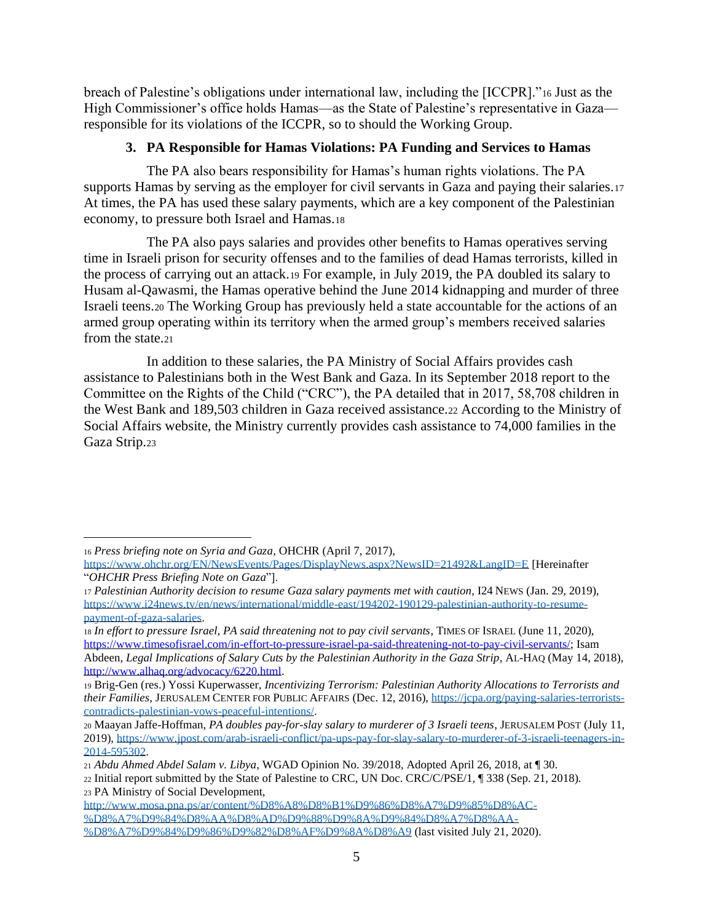breach of Palestine's obligations under international law, including the [ICCPR]."[16] Just as the High Commissioner's office holds Hamas—as the State of Palestine's representative in Gaza—responsible for its violations of the ICCPR, so to should the Working Group.

### 3. PA Responsible for Hamas Violations: PA Funding and Services to Hamas

The PA also bears responsibility for Hamas's human rights violations. The PA supports Hamas by serving as the employer for civil servants in Gaza and paying their salaries.[17] At times, the PA has used these salary payments, which are a key component of the Palestinian economy, to pressure both Israel and Hamas.[18]

The PA also pays salaries and provides other benefits to Hamas operatives serving time in Israeli prison for security offenses and to the families of dead Hamas terrorists, killed in the process of carrying out an attack.[19] For example, in July 2019, the PA doubled its salary to Husam al-Qawasmi, the Hamas operative behind the June 2014 kidnapping and murder of three Israeli teens.[20] The Working Group has previously held a state accountable for the actions of an armed group operating within its territory when the armed group's members received salaries from the state.[21]

In addition to these salaries, the PA Ministry of Social Affairs provides cash assistance to Palestinians both in the West Bank and Gaza. In its September 2018 report to the Committee on the Rights of the Child ("CRC"), the PA detailed that in 2017, 58,708 children in the West Bank and 189,503 children in Gaza received assistance.[22] According to the Ministry of Social Affairs website, the Ministry currently provides cash assistance to 74,000 families in the Gaza Strip.[23]

---

[16] *Press briefing note on Syria and Gaza*, OHCHR (April 7, 2017), https://www.ohchr.org/EN/NewsEvents/Pages/DisplayNews.aspx?NewsID=21492&LangID=E [Hereinafter "*OHCHR Press Briefing Note on Gaza*"].

[17] *Palestinian Authority decision to resume Gaza salary payments met with caution*, I24 NEWS (Jan. 29, 2019), https://www.i24news.tv/en/news/international/middle-east/194202-190129-palestinian-authority-to-resume-payment-of-gaza-salaries.

[18] *In effort to pressure Israel, PA said threatening not to pay civil servants*, TIMES OF ISRAEL (June 11, 2020), https://www.timesofisrael.com/in-effort-to-pressure-israel-pa-said-threatening-not-to-pay-civil-servants/; Isam Abdeen, *Legal Implications of Salary Cuts by the Palestinian Authority in the Gaza Strip*, AL-HAQ (May 14, 2018), http://www.alhaq.org/advocacy/6220.html.

[19] Brig-Gen (res.) Yossi Kuperwasser, *Incentivizing Terrorism: Palestinian Authority Allocations to Terrorists and their Families*, JERUSALEM CENTER FOR PUBLIC AFFAIRS (Dec. 12, 2016), https://jcpa.org/paying-salaries-terrorists-contradicts-palestinian-vows-peaceful-intentions/.

[20] Maayan Jaffe-Hoffman, *PA doubles pay-for-slay salary to murderer of 3 Israeli teens*, JERUSALEM POST (July 11, 2019), https://www.jpost.com/arab-israeli-conflict/pa-ups-pay-for-slay-salary-to-murderer-of-3-israeli-teenagers-in-2014-595302.

[21] *Abdu Ahmed Abdel Salam v. Libya*, WGAD Opinion No. 39/2018, Adopted April 26, 2018, at ¶ 30.

[22] Initial report submitted by the State of Palestine to CRC, UN Doc. CRC/C/PSE/1, ¶ 338 (Sep. 21, 2018).

[23] PA Ministry of Social Development, http://www.mosa.pna.ps/ar/content/%D8%A8%D8%B1%D9%86%D8%A7%D9%85%D8%AC-%D8%A7%D9%84%D8%AA%D8%AD%D9%88%D9%8A%D9%84%D8%A7%D8%AA-%D8%A7%D9%84%D9%86%D9%82%D8%AF%D9%8A%D8%A9 (last visited July 21, 2020).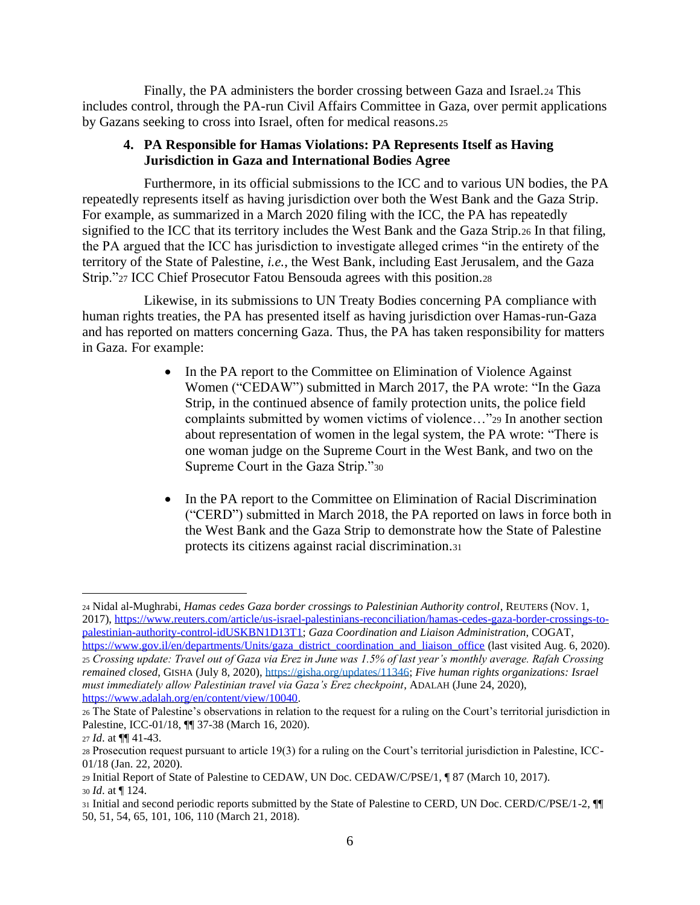Finally, the PA administers the border crossing between Gaza and Israel.[24] This includes control, through the PA-run Civil Affairs Committee in Gaza, over permit applications by Gazans seeking to cross into Israel, often for medical reasons.[25]

### 4. PA Responsible for Hamas Violations: PA Represents Itself as Having Jurisdiction in Gaza and International Bodies Agree

Furthermore, in its official submissions to the ICC and to various UN bodies, the PA repeatedly represents itself as having jurisdiction over both the West Bank and the Gaza Strip. For example, as summarized in a March 2020 filing with the ICC, the PA has repeatedly signified to the ICC that its territory includes the West Bank and the Gaza Strip.[26] In that filing, the PA argued that the ICC has jurisdiction to investigate alleged crimes "in the entirety of the territory of the State of Palestine, *i.e.*, the West Bank, including East Jerusalem, and the Gaza Strip."[27] ICC Chief Prosecutor Fatou Bensouda agrees with this position.[28]

Likewise, in its submissions to UN Treaty Bodies concerning PA compliance with human rights treaties, the PA has presented itself as having jurisdiction over Hamas-run-Gaza and has reported on matters concerning Gaza. Thus, the PA has taken responsibility for matters in Gaza. For example:

- In the PA report to the Committee on Elimination of Violence Against Women ("CEDAW") submitted in March 2017, the PA wrote: "In the Gaza Strip, in the continued absence of family protection units, the police field complaints submitted by women victims of violence…"[29] In another section about representation of women in the legal system, the PA wrote: "There is one woman judge on the Supreme Court in the West Bank, and two on the Supreme Court in the Gaza Strip."[30]

- In the PA report to the Committee on Elimination of Racial Discrimination ("CERD") submitted in March 2018, the PA reported on laws in force both in the West Bank and the Gaza Strip to demonstrate how the State of Palestine protects its citizens against racial discrimination.[31]

---

[24] Nidal al-Mughrabi, *Hamas cedes Gaza border crossings to Palestinian Authority control*, REUTERS (NOV. 1, 2017), https://www.reuters.com/article/us-israel-palestinians-reconciliation/hamas-cedes-gaza-border-crossings-to-palestinian-authority-control-idUSKBN1D13T1; *Gaza Coordination and Liaison Administration*, COGAT, https://www.gov.il/en/departments/Units/gaza_district_coordination_and_liaison_office (last visited Aug. 6, 2020).

[25] *Crossing update: Travel out of Gaza via Erez in June was 1.5% of last year's monthly average. Rafah Crossing remained closed*, GISHA (July 8, 2020), https://gisha.org/updates/11346; *Five human rights organizations: Israel must immediately allow Palestinian travel via Gaza's Erez checkpoint*, ADALAH (June 24, 2020), https://www.adalah.org/en/content/view/10040.

[26] The State of Palestine's observations in relation to the request for a ruling on the Court's territorial jurisdiction in Palestine, ICC-01/18, ¶¶ 37-38 (March 16, 2020).

[27] *Id*. at ¶¶ 41-43.

[28] Prosecution request pursuant to article 19(3) for a ruling on the Court's territorial jurisdiction in Palestine, ICC-01/18 (Jan. 22, 2020).

[29] Initial Report of State of Palestine to CEDAW, UN Doc. CEDAW/C/PSE/1, ¶ 87 (March 10, 2017).

[30] *Id*. at ¶ 124.

[31] Initial and second periodic reports submitted by the State of Palestine to CERD, UN Doc. CERD/C/PSE/1-2, ¶¶ 50, 51, 54, 65, 101, 106, 110 (March 21, 2018).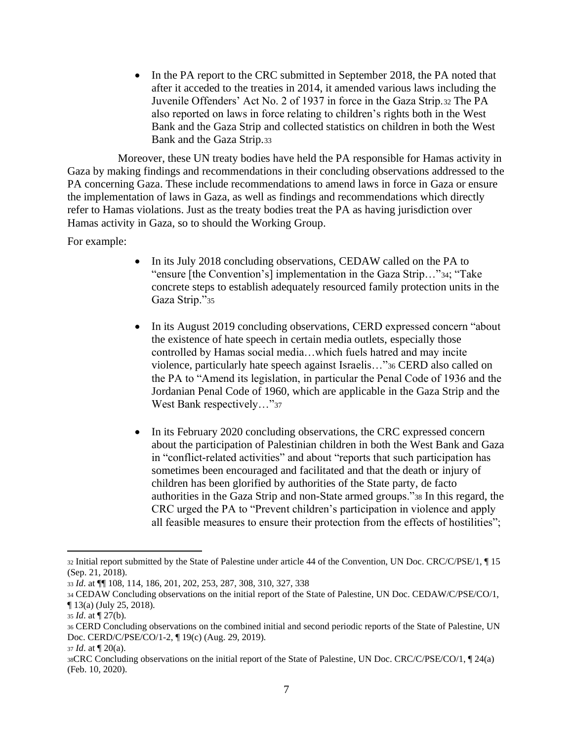- In the PA report to the CRC submitted in September 2018, the PA noted that after it acceded to the treaties in 2014, it amended various laws including the Juvenile Offenders' Act No. 2 of 1937 in force in the Gaza Strip.[32] The PA also reported on laws in force relating to children's rights both in the West Bank and the Gaza Strip and collected statistics on children in both the West Bank and the Gaza Strip.[33]

Moreover, these UN treaty bodies have held the PA responsible for Hamas activity in Gaza by making findings and recommendations in their concluding observations addressed to the PA concerning Gaza. These include recommendations to amend laws in force in Gaza or ensure the implementation of laws in Gaza, as well as findings and recommendations which directly refer to Hamas violations. Just as the treaty bodies treat the PA as having jurisdiction over Hamas activity in Gaza, so to should the Working Group.

For example:

- In its July 2018 concluding observations, CEDAW called on the PA to "ensure [the Convention's] implementation in the Gaza Strip…"[34]; "Take concrete steps to establish adequately resourced family protection units in the Gaza Strip."[35]

- In its August 2019 concluding observations, CERD expressed concern "about the existence of hate speech in certain media outlets, especially those controlled by Hamas social media…which fuels hatred and may incite violence, particularly hate speech against Israelis…"[36] CERD also called on the PA to "Amend its legislation, in particular the Penal Code of 1936 and the Jordanian Penal Code of 1960, which are applicable in the Gaza Strip and the West Bank respectively…"[37]

- In its February 2020 concluding observations, the CRC expressed concern about the participation of Palestinian children in both the West Bank and Gaza in "conflict-related activities" and about "reports that such participation has sometimes been encouraged and facilitated and that the death or injury of children has been glorified by authorities of the State party, de facto authorities in the Gaza Strip and non-State armed groups."[38] In this regard, the CRC urged the PA to "Prevent children's participation in violence and apply all feasible measures to ensure their protection from the effects of hostilities";

---

[32] Initial report submitted by the State of Palestine under article 44 of the Convention, UN Doc. CRC/C/PSE/1, ¶ 15 (Sep. 21, 2018).

[33] *Id*. at ¶¶ 108, 114, 186, 201, 202, 253, 287, 308, 310, 327, 338

[34] CEDAW Concluding observations on the initial report of the State of Palestine, UN Doc. CEDAW/C/PSE/CO/1, ¶ 13(a) (July 25, 2018).

[35] *Id*. at ¶ 27(b).

[36] CERD Concluding observations on the combined initial and second periodic reports of the State of Palestine, UN Doc. CERD/C/PSE/CO/1-2, ¶ 19(c) (Aug. 29, 2019).

[37] *Id*. at ¶ 20(a).

[38] CRC Concluding observations on the initial report of the State of Palestine, UN Doc. CRC/C/PSE/CO/1, ¶ 24(a) (Feb. 10, 2020).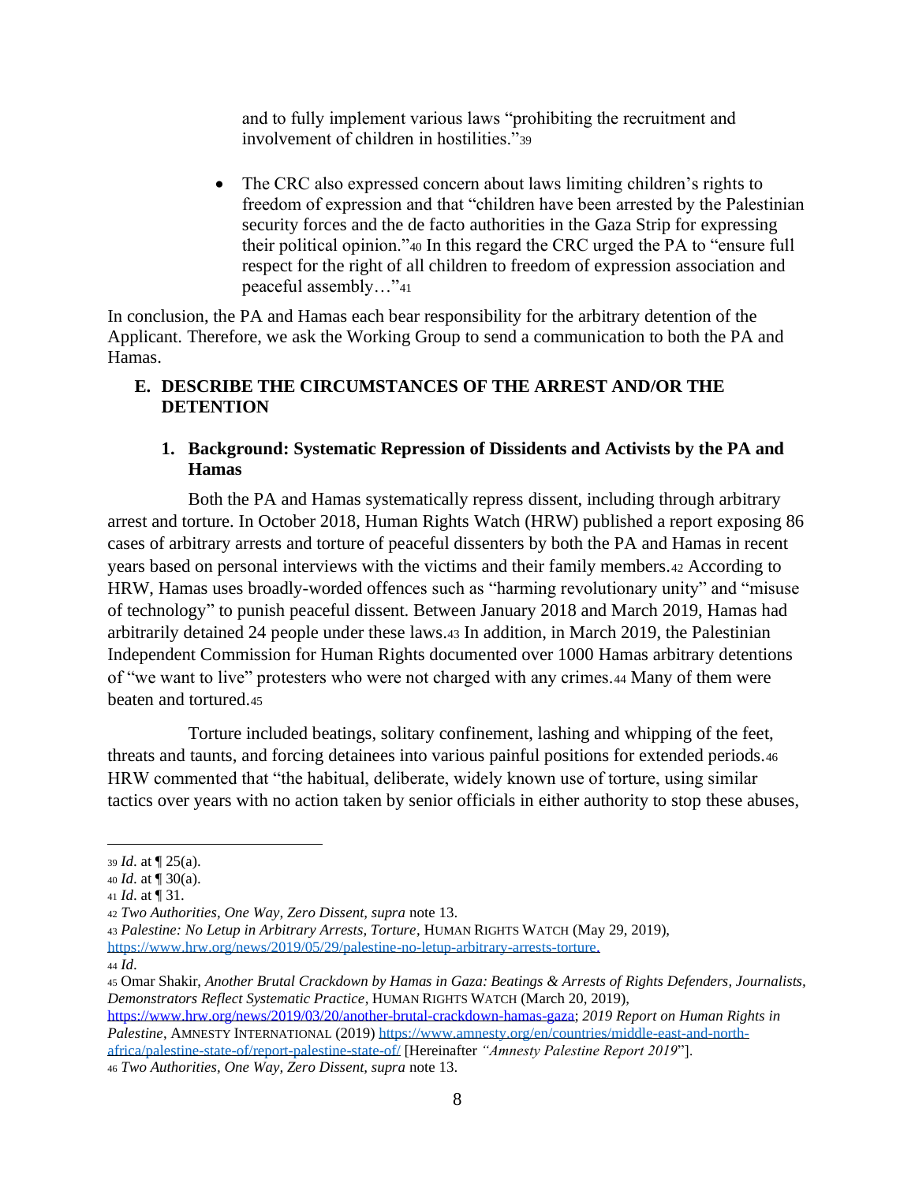and to fully implement various laws "prohibiting the recruitment and involvement of children in hostilities."[39]

- The CRC also expressed concern about laws limiting children's rights to freedom of expression and that "children have been arrested by the Palestinian security forces and the de facto authorities in the Gaza Strip for expressing their political opinion."[40] In this regard the CRC urged the PA to "ensure full respect for the right of all children to freedom of expression association and peaceful assembly…"[41]

In conclusion, the PA and Hamas each bear responsibility for the arbitrary detention of the Applicant. Therefore, we ask the Working Group to send a communication to both the PA and Hamas.

## E. DESCRIBE THE CIRCUMSTANCES OF THE ARREST AND/OR THE DETENTION

### 1. Background: Systematic Repression of Dissidents and Activists by the PA and Hamas

Both the PA and Hamas systematically repress dissent, including through arbitrary arrest and torture. In October 2018, Human Rights Watch (HRW) published a report exposing 86 cases of arbitrary arrests and torture of peaceful dissenters by both the PA and Hamas in recent years based on personal interviews with the victims and their family members.[42] According to HRW, Hamas uses broadly-worded offences such as "harming revolutionary unity" and "misuse of technology" to punish peaceful dissent. Between January 2018 and March 2019, Hamas had arbitrarily detained 24 people under these laws.[43] In addition, in March 2019, the Palestinian Independent Commission for Human Rights documented over 1000 Hamas arbitrary detentions of "we want to live" protesters who were not charged with any crimes.[44] Many of them were beaten and tortured.[45]

Torture included beatings, solitary confinement, lashing and whipping of the feet, threats and taunts, and forcing detainees into various painful positions for extended periods.[46] HRW commented that "the habitual, deliberate, widely known use of torture, using similar tactics over years with no action taken by senior officials in either authority to stop these abuses,

---

[39] *Id*. at ¶ 25(a).

[40] *Id*. at ¶ 30(a).

[41] *Id*. at ¶ 31.

[42] *Two Authorities, One Way, Zero Dissent, supra* note 13.

[43] *Palestine: No Letup in Arbitrary Arrests, Torture*, HUMAN RIGHTS WATCH (May 29, 2019), https://www.hrw.org/news/2019/05/29/palestine-no-letup-arbitrary-arrests-torture.

[44] *Id*.

[45] Omar Shakir, *Another Brutal Crackdown by Hamas in Gaza: Beatings & Arrests of Rights Defenders, Journalists, Demonstrators Reflect Systematic Practice*, HUMAN RIGHTS WATCH (March 20, 2019), https://www.hrw.org/news/2019/03/20/another-brutal-crackdown-hamas-gaza; *2019 Report on Human Rights in Palestine*, AMNESTY INTERNATIONAL (2019) https://www.amnesty.org/en/countries/middle-east-and-north-africa/palestine-state-of/report-palestine-state-of/ [Hereinafter *"Amnesty Palestine Report 2019*"].

[46] *Two Authorities, One Way, Zero Dissent, supra* note 13.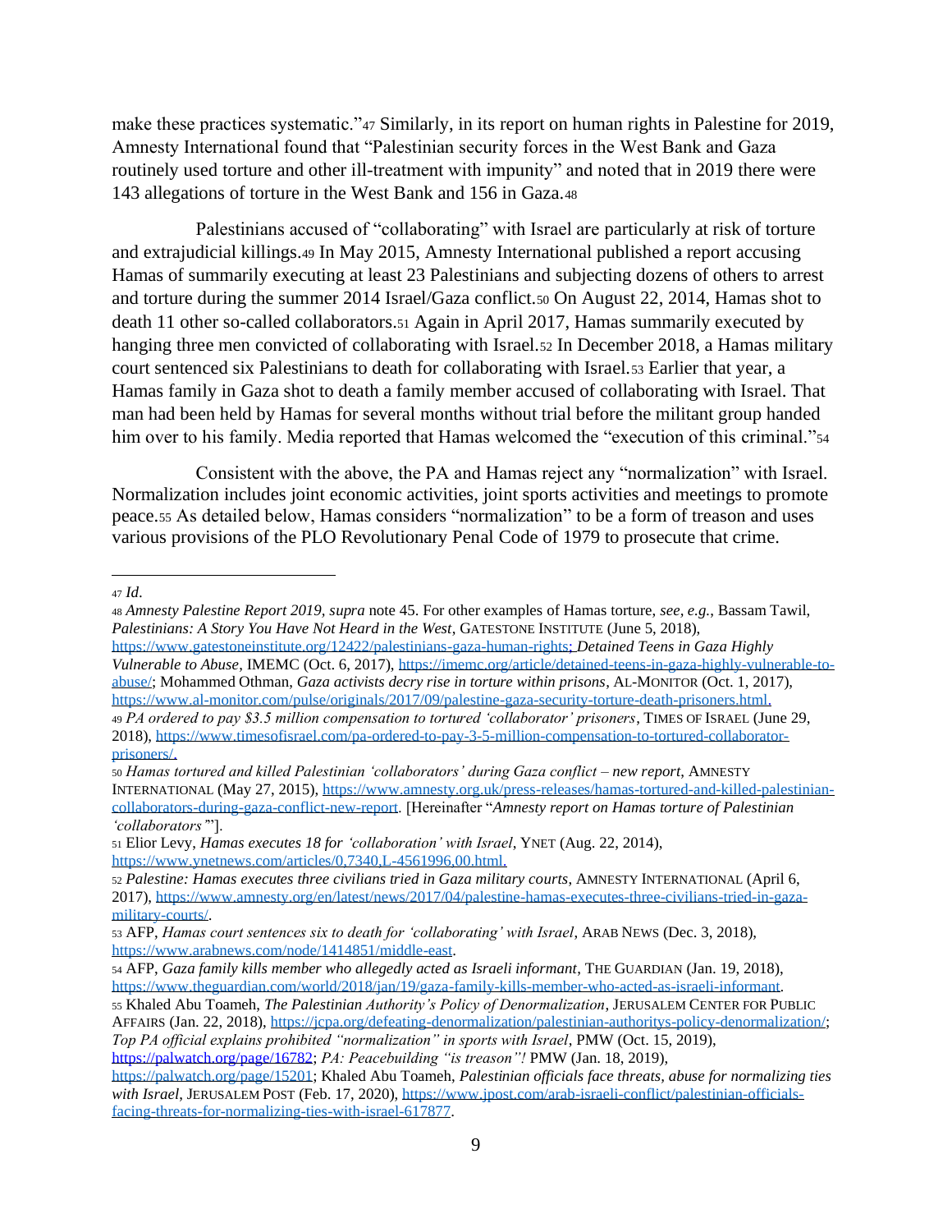make these practices systematic."[47] Similarly, in its report on human rights in Palestine for 2019, Amnesty International found that "Palestinian security forces in the West Bank and Gaza routinely used torture and other ill-treatment with impunity" and noted that in 2019 there were 143 allegations of torture in the West Bank and 156 in Gaza.[48]

Palestinians accused of "collaborating" with Israel are particularly at risk of torture and extrajudicial killings.[49] In May 2015, Amnesty International published a report accusing Hamas of summarily executing at least 23 Palestinians and subjecting dozens of others to arrest and torture during the summer 2014 Israel/Gaza conflict.[50] On August 22, 2014, Hamas shot to death 11 other so-called collaborators.[51] Again in April 2017, Hamas summarily executed by hanging three men convicted of collaborating with Israel.[52] In December 2018, a Hamas military court sentenced six Palestinians to death for collaborating with Israel.[53] Earlier that year, a Hamas family in Gaza shot to death a family member accused of collaborating with Israel. That man had been held by Hamas for several months without trial before the militant group handed him over to his family. Media reported that Hamas welcomed the "execution of this criminal."[54]

Consistent with the above, the PA and Hamas reject any "normalization" with Israel. Normalization includes joint economic activities, joint sports activities and meetings to promote peace.[55] As detailed below, Hamas considers "normalization" to be a form of treason and uses various provisions of the PLO Revolutionary Penal Code of 1979 to prosecute that crime.

---

[47] *Id*.

[48] *Amnesty Palestine Report 2019, supra* note 45. For other examples of Hamas torture, *see, e.g.*, Bassam Tawil, *Palestinians: A Story You Have Not Heard in the West*, GATESTONE INSTITUTE (June 5, 2018), https://www.gatestoneinstitute.org/12422/palestinians-gaza-human-rights; *Detained Teens in Gaza Highly Vulnerable to Abuse*, IMEMC (Oct. 6, 2017), https://imemc.org/article/detained-teens-in-gaza-highly-vulnerable-to-abuse/; Mohammed Othman, *Gaza activists decry rise in torture within prisons*, AL-MONITOR (Oct. 1, 2017), https://www.al-monitor.com/pulse/originals/2017/09/palestine-gaza-security-torture-death-prisoners.html.

[49] *PA ordered to pay $3.5 million compensation to tortured 'collaborator' prisoners*, TIMES OF ISRAEL (June 29, 2018), https://www.timesofisrael.com/pa-ordered-to-pay-3-5-million-compensation-to-tortured-collaborator-prisoners/.

[50] *Hamas tortured and killed Palestinian 'collaborators' during Gaza conflict – new report*, AMNESTY INTERNATIONAL (May 27, 2015), https://www.amnesty.org.uk/press-releases/hamas-tortured-and-killed-palestinian-collaborators-during-gaza-conflict-new-report. [Hereinafter "*Amnesty report on Hamas torture of Palestinian 'collaborators'*"].

[51] Elior Levy, *Hamas executes 18 for 'collaboration' with Israel*, YNET (Aug. 22, 2014), https://www.ynetnews.com/articles/0,7340,L-4561996,00.html.

[52] *Palestine: Hamas executes three civilians tried in Gaza military courts*, AMNESTY INTERNATIONAL (April 6, 2017), https://www.amnesty.org/en/latest/news/2017/04/palestine-hamas-executes-three-civilians-tried-in-gaza-military-courts/.

[53] AFP, *Hamas court sentences six to death for 'collaborating' with Israel*, ARAB NEWS (Dec. 3, 2018), https://www.arabnews.com/node/1414851/middle-east.

[54] AFP, *Gaza family kills member who allegedly acted as Israeli informant*, THE GUARDIAN (Jan. 19, 2018), https://www.theguardian.com/world/2018/jan/19/gaza-family-kills-member-who-acted-as-israeli-informant.

[55] Khaled Abu Toameh, *The Palestinian Authority's Policy of Denormalization*, JERUSALEM CENTER FOR PUBLIC AFFAIRS (Jan. 22, 2018), https://jcpa.org/defeating-denormalization/palestinian-authoritys-policy-denormalization/; *Top PA official explains prohibited "normalization" in sports with Israel*, PMW (Oct. 15, 2019), https://palwatch.org/page/16782; *PA: Peacebuilding "is treason"!* PMW (Jan. 18, 2019), https://palwatch.org/page/15201; Khaled Abu Toameh, *Palestinian officials face threats, abuse for normalizing ties with Israel*, JERUSALEM POST (Feb. 17, 2020), https://www.jpost.com/arab-israeli-conflict/palestinian-officials-facing-threats-for-normalizing-ties-with-israel-617877.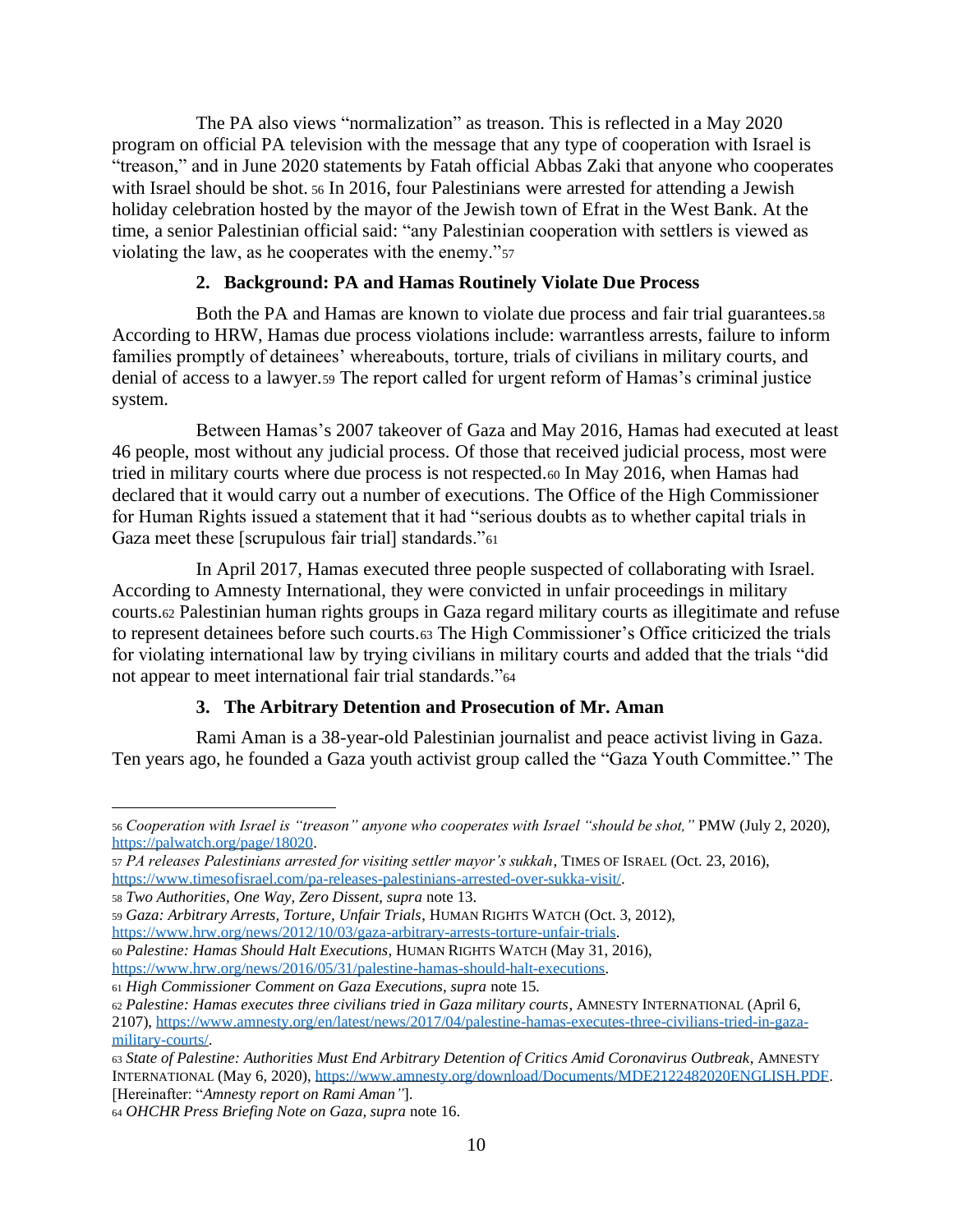The PA also views "normalization" as treason. This is reflected in a May 2020 program on official PA television with the message that any type of cooperation with Israel is "treason," and in June 2020 statements by Fatah official Abbas Zaki that anyone who cooperates with Israel should be shot. [56] In 2016, four Palestinians were arrested for attending a Jewish holiday celebration hosted by the mayor of the Jewish town of Efrat in the West Bank. At the time, a senior Palestinian official said: "any Palestinian cooperation with settlers is viewed as violating the law, as he cooperates with the enemy."[57]

### 2. Background: PA and Hamas Routinely Violate Due Process

Both the PA and Hamas are known to violate due process and fair trial guarantees.[58] According to HRW, Hamas due process violations include: warrantless arrests, failure to inform families promptly of detainees' whereabouts, torture, trials of civilians in military courts, and denial of access to a lawyer.[59] The report called for urgent reform of Hamas's criminal justice system.

Between Hamas's 2007 takeover of Gaza and May 2016, Hamas had executed at least 46 people, most without any judicial process. Of those that received judicial process, most were tried in military courts where due process is not respected.[60] In May 2016, when Hamas had declared that it would carry out a number of executions. The Office of the High Commissioner for Human Rights issued a statement that it had "serious doubts as to whether capital trials in Gaza meet these [scrupulous fair trial] standards."[61]

In April 2017, Hamas executed three people suspected of collaborating with Israel. According to Amnesty International, they were convicted in unfair proceedings in military courts.[62] Palestinian human rights groups in Gaza regard military courts as illegitimate and refuse to represent detainees before such courts.[63] The High Commissioner's Office criticized the trials for violating international law by trying civilians in military courts and added that the trials "did not appear to meet international fair trial standards."[64]

### 3. The Arbitrary Detention and Prosecution of Mr. Aman

Rami Aman is a 38-year-old Palestinian journalist and peace activist living in Gaza. Ten years ago, he founded a Gaza youth activist group called the "Gaza Youth Committee." The

---

[56] *Cooperation with Israel is "treason" anyone who cooperates with Israel "should be shot,"* PMW (July 2, 2020), https://palwatch.org/page/18020.

[57] *PA releases Palestinians arrested for visiting settler mayor's sukkah*, TIMES OF ISRAEL (Oct. 23, 2016), https://www.timesofisrael.com/pa-releases-palestinians-arrested-over-sukka-visit/.

[58] *Two Authorities, One Way, Zero Dissent, supra* note 13.

[59] *Gaza: Arbitrary Arrests, Torture, Unfair Trials*, HUMAN RIGHTS WATCH (Oct. 3, 2012), https://www.hrw.org/news/2012/10/03/gaza-arbitrary-arrests-torture-unfair-trials.

[60] *Palestine: Hamas Should Halt Executions*, HUMAN RIGHTS WATCH (May 31, 2016), https://www.hrw.org/news/2016/05/31/palestine-hamas-should-halt-executions.

[61] *High Commissioner Comment on Gaza Executions, supra* note 15.

[62] *Palestine: Hamas executes three civilians tried in Gaza military courts*, AMNESTY INTERNATIONAL (April 6, 2107), https://www.amnesty.org/en/latest/news/2017/04/palestine-hamas-executes-three-civilians-tried-in-gaza-military-courts/.

[63] *State of Palestine: Authorities Must End Arbitrary Detention of Critics Amid Coronavirus Outbreak*, AMNESTY INTERNATIONAL (May 6, 2020), https://www.amnesty.org/download/Documents/MDE2122482020ENGLISH.PDF. [Hereinafter: "*Amnesty report on Rami Aman"*].

[64] *OHCHR Press Briefing Note on Gaza, supra* note 16.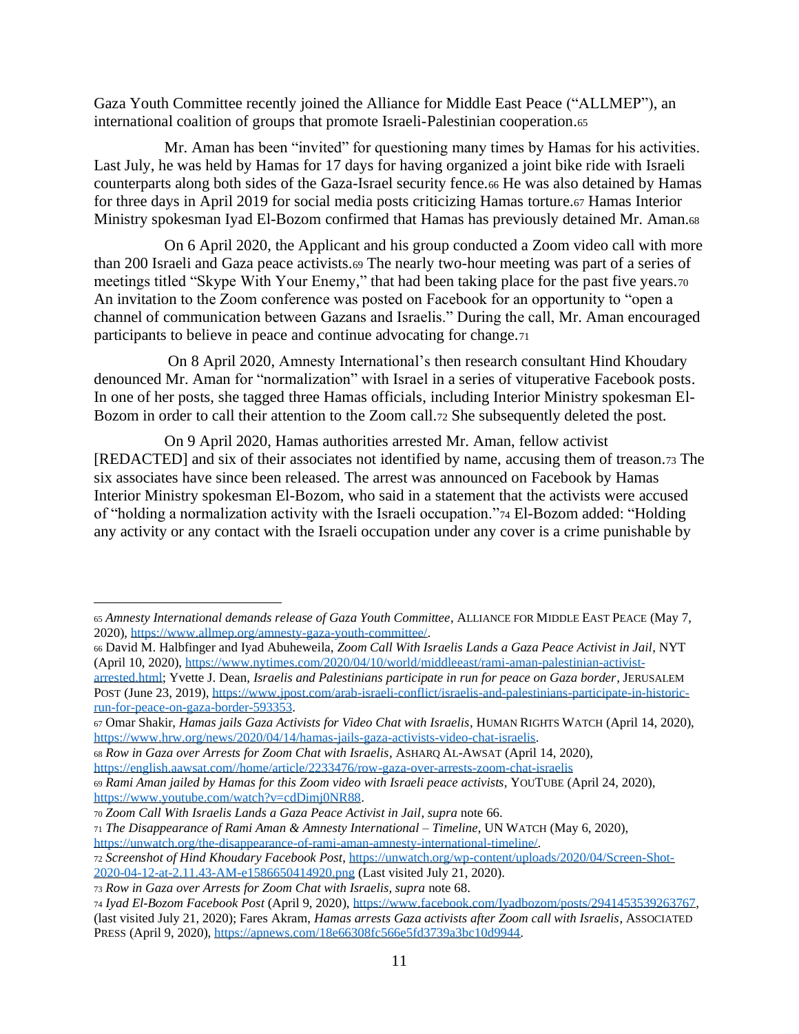Gaza Youth Committee recently joined the Alliance for Middle East Peace ("ALLMEP"), an international coalition of groups that promote Israeli-Palestinian cooperation.[65]

Mr. Aman has been "invited" for questioning many times by Hamas for his activities. Last July, he was held by Hamas for 17 days for having organized a joint bike ride with Israeli counterparts along both sides of the Gaza-Israel security fence.[66] He was also detained by Hamas for three days in April 2019 for social media posts criticizing Hamas torture.[67] Hamas Interior Ministry spokesman Iyad El-Bozom confirmed that Hamas has previously detained Mr. Aman.[68]

On 6 April 2020, the Applicant and his group conducted a Zoom video call with more than 200 Israeli and Gaza peace activists.[69] The nearly two-hour meeting was part of a series of meetings titled "Skype With Your Enemy," that had been taking place for the past five years.[70] An invitation to the Zoom conference was posted on Facebook for an opportunity to "open a channel of communication between Gazans and Israelis." During the call, Mr. Aman encouraged participants to believe in peace and continue advocating for change.[71]

On 8 April 2020, Amnesty International's then research consultant Hind Khoudary denounced Mr. Aman for "normalization" with Israel in a series of vituperative Facebook posts. In one of her posts, she tagged three Hamas officials, including Interior Ministry spokesman El-Bozom in order to call their attention to the Zoom call.[72] She subsequently deleted the post.

On 9 April 2020, Hamas authorities arrested Mr. Aman, fellow activist [REDACTED] and six of their associates not identified by name, accusing them of treason.[73] The six associates have since been released. The arrest was announced on Facebook by Hamas Interior Ministry spokesman El-Bozom, who said in a statement that the activists were accused of "holding a normalization activity with the Israeli occupation."[74] El-Bozom added: "Holding any activity or any contact with the Israeli occupation under any cover is a crime punishable by

---

[65] *Amnesty International demands release of Gaza Youth Committee*, ALLIANCE FOR MIDDLE EAST PEACE (May 7, 2020), https://www.allmep.org/amnesty-gaza-youth-committee/.

[66] David M. Halbfinger and Iyad Abuheweila, *Zoom Call With Israelis Lands a Gaza Peace Activist in Jail*, NYT (April 10, 2020), https://www.nytimes.com/2020/04/10/world/middleeast/rami-aman-palestinian-activist-arrested.html; Yvette J. Dean, *Israelis and Palestinians participate in run for peace on Gaza border*, JERUSALEM POST (June 23, 2019), https://www.jpost.com/arab-israeli-conflict/israelis-and-palestinians-participate-in-historic-run-for-peace-on-gaza-border-593353.

[67] Omar Shakir, *Hamas jails Gaza Activists for Video Chat with Israelis*, HUMAN RIGHTS WATCH (April 14, 2020), https://www.hrw.org/news/2020/04/14/hamas-jails-gaza-activists-video-chat-israelis.

[68] *Row in Gaza over Arrests for Zoom Chat with Israelis*, ASHARQ AL-AWSAT (April 14, 2020), https://english.aawsat.com//home/article/2233476/row-gaza-over-arrests-zoom-chat-israelis

[69] *Rami Aman jailed by Hamas for this Zoom video with Israeli peace activists*, YOUTUBE (April 24, 2020), https://www.youtube.com/watch?v=cdDimj0NR88.

[70] *Zoom Call With Israelis Lands a Gaza Peace Activist in Jail*, *supra* note 66.

[71] *The Disappearance of Rami Aman & Amnesty International – Timeline*, UN WATCH (May 6, 2020), https://unwatch.org/the-disappearance-of-rami-aman-amnesty-international-timeline/.

[72] *Screenshot of Hind Khoudary Facebook Post*, https://unwatch.org/wp-content/uploads/2020/04/Screen-Shot-2020-04-12-at-2.11.43-AM-e1586650414920.png (Last visited July 21, 2020).

[73] *Row in Gaza over Arrests for Zoom Chat with Israelis, supra* note 68.

[74] *Iyad El-Bozom Facebook Post* (April 9, 2020), https://www.facebook.com/Iyadbozom/posts/2941453539263767, (last visited July 21, 2020); Fares Akram, *Hamas arrests Gaza activists after Zoom call with Israelis*, ASSOCIATED PRESS (April 9, 2020), https://apnews.com/18e66308fc566e5fd3739a3bc10d9944.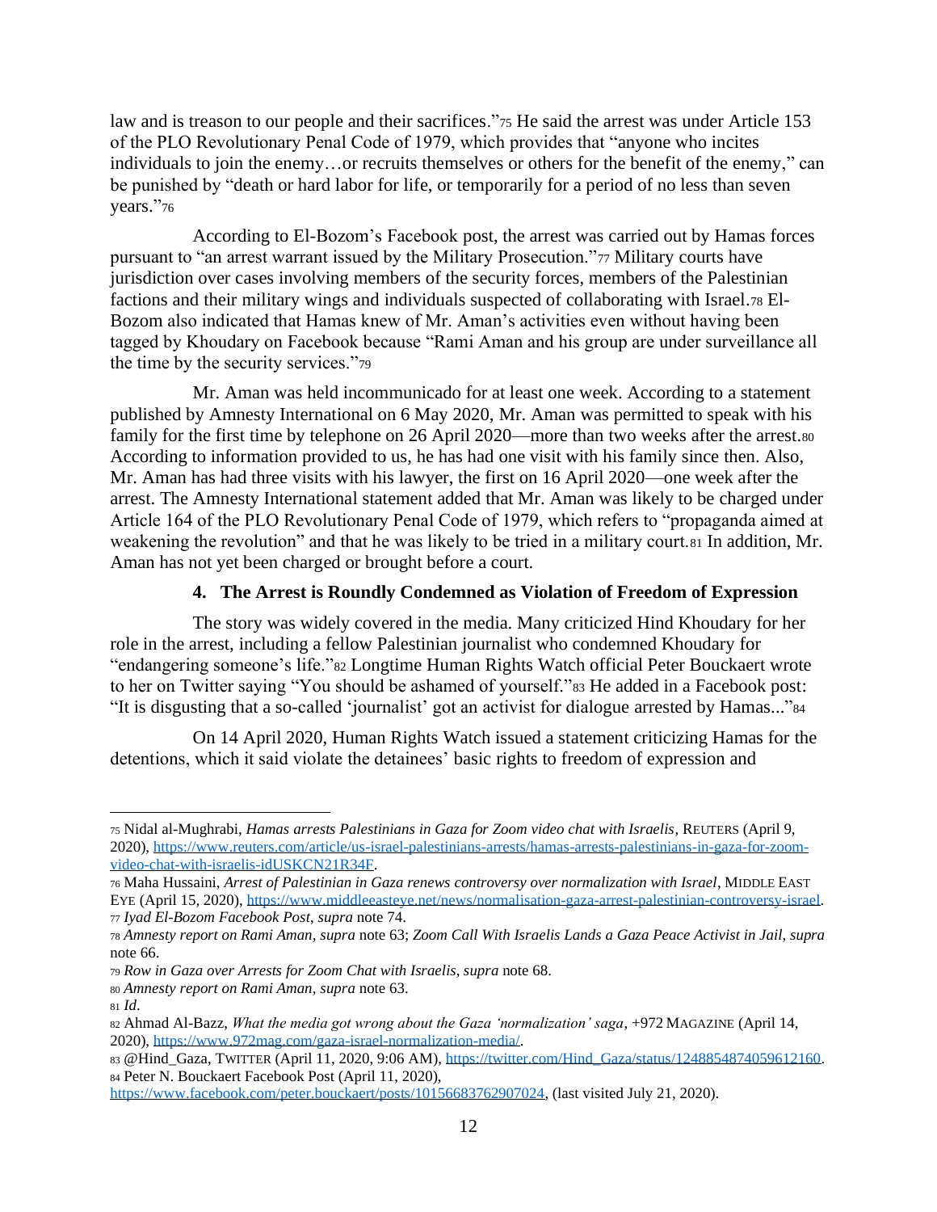law and is treason to our people and their sacrifices."[75] He said the arrest was under Article 153 of the PLO Revolutionary Penal Code of 1979, which provides that "anyone who incites individuals to join the enemy…or recruits themselves or others for the benefit of the enemy," can be punished by "death or hard labor for life, or temporarily for a period of no less than seven years."[76]

According to El-Bozom's Facebook post, the arrest was carried out by Hamas forces pursuant to "an arrest warrant issued by the Military Prosecution."[77] Military courts have jurisdiction over cases involving members of the security forces, members of the Palestinian factions and their military wings and individuals suspected of collaborating with Israel.[78] El-Bozom also indicated that Hamas knew of Mr. Aman's activities even without having been tagged by Khoudary on Facebook because "Rami Aman and his group are under surveillance all the time by the security services."[79]

Mr. Aman was held incommunicado for at least one week. According to a statement published by Amnesty International on 6 May 2020, Mr. Aman was permitted to speak with his family for the first time by telephone on 26 April 2020—more than two weeks after the arrest.[80] According to information provided to us, he has had one visit with his family since then. Also, Mr. Aman has had three visits with his lawyer, the first on 16 April 2020—one week after the arrest. The Amnesty International statement added that Mr. Aman was likely to be charged under Article 164 of the PLO Revolutionary Penal Code of 1979, which refers to "propaganda aimed at weakening the revolution" and that he was likely to be tried in a military court.[81] In addition, Mr. Aman has not yet been charged or brought before a court.

#### 4. The Arrest is Roundly Condemned as Violation of Freedom of Expression

The story was widely covered in the media. Many criticized Hind Khoudary for her role in the arrest, including a fellow Palestinian journalist who condemned Khoudary for "endangering someone's life."[82] Longtime Human Rights Watch official Peter Bouckaert wrote to her on Twitter saying "You should be ashamed of yourself."[83] He added in a Facebook post: "It is disgusting that a so-called 'journalist' got an activist for dialogue arrested by Hamas..."[84]

On 14 April 2020, Human Rights Watch issued a statement criticizing Hamas for the detentions, which it said violate the detainees' basic rights to freedom of expression and

---

[75] Nidal al-Mughrabi, *Hamas arrests Palestinians in Gaza for Zoom video chat with Israelis*, REUTERS (April 9, 2020), https://www.reuters.com/article/us-israel-palestinians-arrests/hamas-arrests-palestinians-in-gaza-for-zoom-video-chat-with-israelis-idUSKCN21R34F.

[76] Maha Hussaini, *Arrest of Palestinian in Gaza renews controversy over normalization with Israel*, MIDDLE EAST EYE (April 15, 2020), https://www.middleeasteye.net/news/normalisation-gaza-arrest-palestinian-controversy-israel.

[77] *Iyad El-Bozom Facebook Post*, *supra* note 74.

[78] *Amnesty report on Rami Aman*, *supra* note 63; *Zoom Call With Israelis Lands a Gaza Peace Activist in Jail, supra* note 66.

[79] *Row in Gaza over Arrests for Zoom Chat with Israelis, supra* note 68.

[80] *Amnesty report on Rami Aman*, *supra* note 63.

[81] *Id*.

[82] Ahmad Al-Bazz, *What the media got wrong about the Gaza 'normalization' saga*, +972 MAGAZINE (April 14, 2020), https://www.972mag.com/gaza-israel-normalization-media/.

[83] @Hind_Gaza, TWITTER (April 11, 2020, 9:06 AM), https://twitter.com/Hind_Gaza/status/1248854874059612160.

[84] Peter N. Bouckaert Facebook Post (April 11, 2020), https://www.facebook.com/peter.bouckaert/posts/10156683762907024, (last visited July 21, 2020).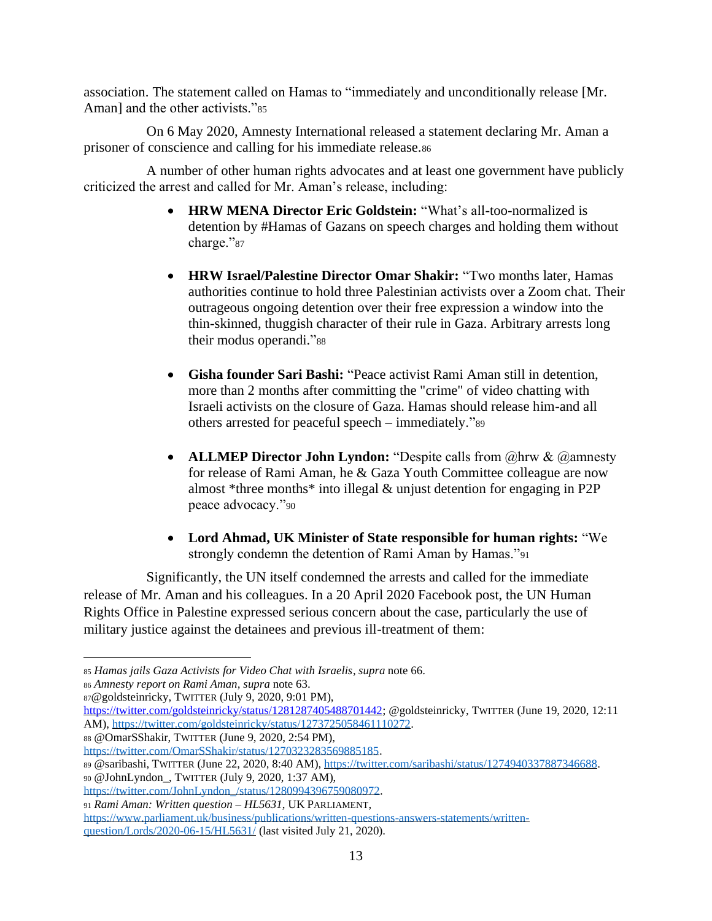association. The statement called on Hamas to "immediately and unconditionally release [Mr. Aman] and the other activists."[85]

On 6 May 2020, Amnesty International released a statement declaring Mr. Aman a prisoner of conscience and calling for his immediate release.[86]

A number of other human rights advocates and at least one government have publicly criticized the arrest and called for Mr. Aman's release, including:

- **HRW MENA Director Eric Goldstein:** "What's all-too-normalized is detention by #Hamas of Gazans on speech charges and holding them without charge."[87]
- **HRW Israel/Palestine Director Omar Shakir:** "Two months later, Hamas authorities continue to hold three Palestinian activists over a Zoom chat. Their outrageous ongoing detention over their free expression a window into the thin-skinned, thuggish character of their rule in Gaza. Arbitrary arrests long their modus operandi."[88]
- **Gisha founder Sari Bashi:** "Peace activist Rami Aman still in detention, more than 2 months after committing the "crime" of video chatting with Israeli activists on the closure of Gaza. Hamas should release him-and all others arrested for peaceful speech – immediately."[89]
- **ALLMEP Director John Lyndon:** "Despite calls from @hrw & @amnesty for release of Rami Aman, he & Gaza Youth Committee colleague are now almost *three months* into illegal & unjust detention for engaging in P2P peace advocacy."[90]
- **Lord Ahmad, UK Minister of State responsible for human rights:** "We strongly condemn the detention of Rami Aman by Hamas."[91]

Significantly, the UN itself condemned the arrests and called for the immediate release of Mr. Aman and his colleagues. In a 20 April 2020 Facebook post, the UN Human Rights Office in Palestine expressed serious concern about the case, particularly the use of military justice against the detainees and previous ill-treatment of them:

---

85 *Hamas jails Gaza Activists for Video Chat with Israelis*, *supra* note 66.

86 *Amnesty report on Rami Aman*, *supra* note 63.

87 @goldsteinricky, TWITTER (July 9, 2020, 9:01 PM), https://twitter.com/goldsteinricky/status/1281287405488701442; @goldsteinricky, TWITTER (June 19, 2020, 12:11 AM), https://twitter.com/goldsteinricky/status/1273725058461110272.

88 @OmarSShakir, TWITTER (June 9, 2020, 2:54 PM), https://twitter.com/OmarSShakir/status/1270323283569885185.

89 @saribashi, TWITTER (June 22, 2020, 8:40 AM), https://twitter.com/saribashi/status/1274940337887346688.

90 @JohnLyndon_, TWITTER (July 9, 2020, 1:37 AM), https://twitter.com/JohnLyndon_/status/1280994396759080972.

91 *Rami Aman: Written question – HL5631*, UK PARLIAMENT, https://www.parliament.uk/business/publications/written-questions-answers-statements/written-question/Lords/2020-06-15/HL5631/ (last visited July 21, 2020).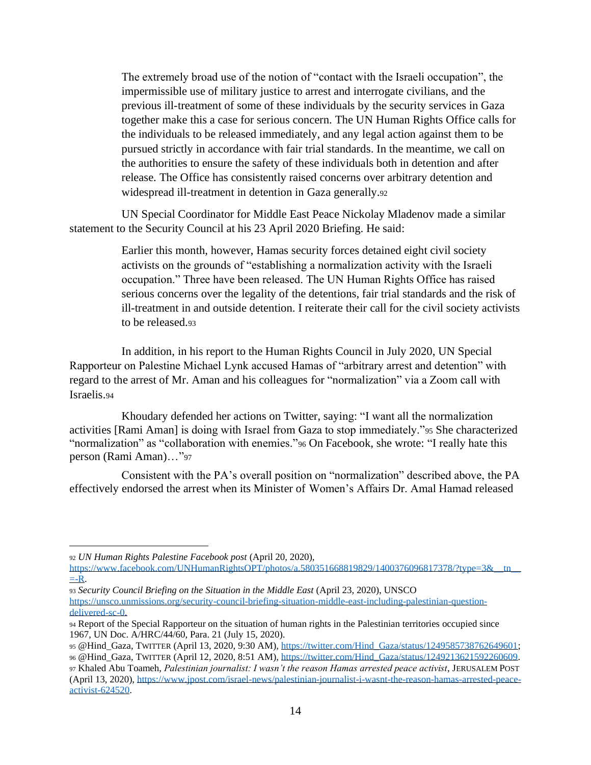> The extremely broad use of the notion of "contact with the Israeli occupation", the impermissible use of military justice to arrest and interrogate civilians, and the previous ill-treatment of some of these individuals by the security services in Gaza together make this a case for serious concern. The UN Human Rights Office calls for the individuals to be released immediately, and any legal action against them to be pursued strictly in accordance with fair trial standards. In the meantime, we call on the authorities to ensure the safety of these individuals both in detention and after release. The Office has consistently raised concerns over arbitrary detention and widespread ill-treatment in detention in Gaza generally.[92]

UN Special Coordinator for Middle East Peace Nickolay Mladenov made a similar statement to the Security Council at his 23 April 2020 Briefing. He said:

> Earlier this month, however, Hamas security forces detained eight civil society activists on the grounds of "establishing a normalization activity with the Israeli occupation." Three have been released. The UN Human Rights Office has raised serious concerns over the legality of the detentions, fair trial standards and the risk of ill-treatment in and outside detention. I reiterate their call for the civil society activists to be released.[93]

In addition, in his report to the Human Rights Council in July 2020, UN Special Rapporteur on Palestine Michael Lynk accused Hamas of "arbitrary arrest and detention" with regard to the arrest of Mr. Aman and his colleagues for "normalization" via a Zoom call with Israelis.[94]

Khoudary defended her actions on Twitter, saying: "I want all the normalization activities [Rami Aman] is doing with Israel from Gaza to stop immediately."[95] She characterized "normalization" as "collaboration with enemies."[96] On Facebook, she wrote: "I really hate this person (Rami Aman)…"[97]

Consistent with the PA's overall position on "normalization" described above, the PA effectively endorsed the arrest when its Minister of Women's Affairs Dr. Amal Hamad released

---

[92] *UN Human Rights Palestine Facebook post* (April 20, 2020), https://www.facebook.com/UNHumanRightsOPT/photos/a.580351668819829/1400376096817378/?type=3&__tn__=-R.

[93] *Security Council Briefing on the Situation in the Middle East* (April 23, 2020), UNSCO https://unsco.unmissions.org/security-council-briefing-situation-middle-east-including-palestinian-question-delivered-sc-0.

[94] Report of the Special Rapporteur on the situation of human rights in the Palestinian territories occupied since 1967, UN Doc. A/HRC/44/60, Para. 21 (July 15, 2020).

[95] @Hind_Gaza, TWITTER (April 13, 2020, 9:30 AM), https://twitter.com/Hind_Gaza/status/1249585738762649601;

[96] @Hind_Gaza, TWITTER (April 12, 2020, 8:51 AM), https://twitter.com/Hind_Gaza/status/1249213621592260609.

[97] Khaled Abu Toameh, *Palestinian journalist: I wasn't the reason Hamas arrested peace activist*, JERUSALEM POST (April 13, 2020), https://www.jpost.com/israel-news/palestinian-journalist-i-wasnt-the-reason-hamas-arrested-peace-activist-624520.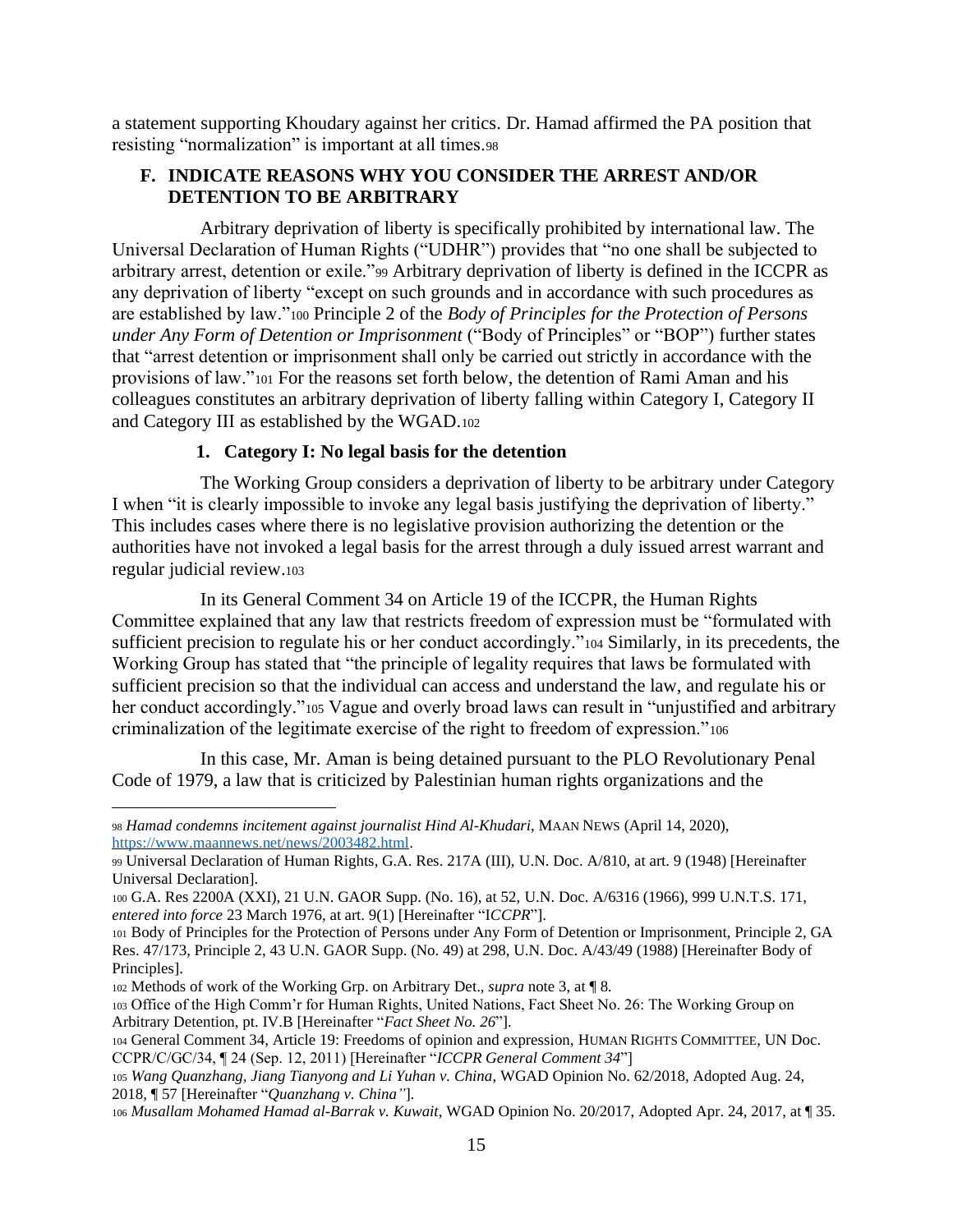a statement supporting Khoudary against her critics. Dr. Hamad affirmed the PA position that resisting "normalization" is important at all times.[98]

### F. INDICATE REASONS WHY YOU CONSIDER THE ARREST AND/OR DETENTION TO BE ARBITRARY

Arbitrary deprivation of liberty is specifically prohibited by international law. The Universal Declaration of Human Rights ("UDHR") provides that "no one shall be subjected to arbitrary arrest, detention or exile."[99] Arbitrary deprivation of liberty is defined in the ICCPR as any deprivation of liberty "except on such grounds and in accordance with such procedures as are established by law."[100] Principle 2 of the *Body of Principles for the Protection of Persons under Any Form of Detention or Imprisonment* ("Body of Principles" or "BOP") further states that "arrest detention or imprisonment shall only be carried out strictly in accordance with the provisions of law."[101] For the reasons set forth below, the detention of Rami Aman and his colleagues constitutes an arbitrary deprivation of liberty falling within Category I, Category II and Category III as established by the WGAD.[102]

#### 1. Category I: No legal basis for the detention

The Working Group considers a deprivation of liberty to be arbitrary under Category I when "it is clearly impossible to invoke any legal basis justifying the deprivation of liberty." This includes cases where there is no legislative provision authorizing the detention or the authorities have not invoked a legal basis for the arrest through a duly issued arrest warrant and regular judicial review.[103]

In its General Comment 34 on Article 19 of the ICCPR, the Human Rights Committee explained that any law that restricts freedom of expression must be "formulated with sufficient precision to regulate his or her conduct accordingly."[104] Similarly, in its precedents, the Working Group has stated that "the principle of legality requires that laws be formulated with sufficient precision so that the individual can access and understand the law, and regulate his or her conduct accordingly."[105] Vague and overly broad laws can result in "unjustified and arbitrary criminalization of the legitimate exercise of the right to freedom of expression."[106]

In this case, Mr. Aman is being detained pursuant to the PLO Revolutionary Penal Code of 1979, a law that is criticized by Palestinian human rights organizations and the

---

98 *Hamad condemns incitement against journalist Hind Al-Khudari*, MAAN NEWS (April 14, 2020), https://www.maannews.net/news/2003482.html.

99 Universal Declaration of Human Rights, G.A. Res. 217A (III), U.N. Doc. A/810, at art. 9 (1948) [Hereinafter Universal Declaration].

100 G.A. Res 2200A (XXI), 21 U.N. GAOR Supp. (No. 16), at 52, U.N. Doc. A/6316 (1966), 999 U.N.T.S. 171, *entered into force* 23 March 1976, at art. 9(1) [Hereinafter "I*CCPR*"].

101 Body of Principles for the Protection of Persons under Any Form of Detention or Imprisonment, Principle 2, GA Res. 47/173, Principle 2, 43 U.N. GAOR Supp. (No. 49) at 298, U.N. Doc. A/43/49 (1988) [Hereinafter Body of Principles].

102 Methods of work of the Working Grp. on Arbitrary Det., *supra* note 3, at ¶ 8.

103 Office of the High Comm'r for Human Rights, United Nations, Fact Sheet No. 26: The Working Group on Arbitrary Detention, pt. IV.B [Hereinafter "*Fact Sheet No. 26*"].

104 General Comment 34, Article 19: Freedoms of opinion and expression, HUMAN RIGHTS COMMITTEE, UN Doc. CCPR/C/GC/34, ¶ 24 (Sep. 12, 2011) [Hereinafter "*ICCPR General Comment 34*"]

105 *Wang Quanzhang, Jiang Tianyong and Li Yuhan v. China*, WGAD Opinion No. 62/2018, Adopted Aug. 24, 2018, ¶ 57 [Hereinafter "*Quanzhang v. China"*].

106 *Musallam Mohamed Hamad al-Barrak v. Kuwait*, WGAD Opinion No. 20/2017, Adopted Apr. 24, 2017, at ¶ 35.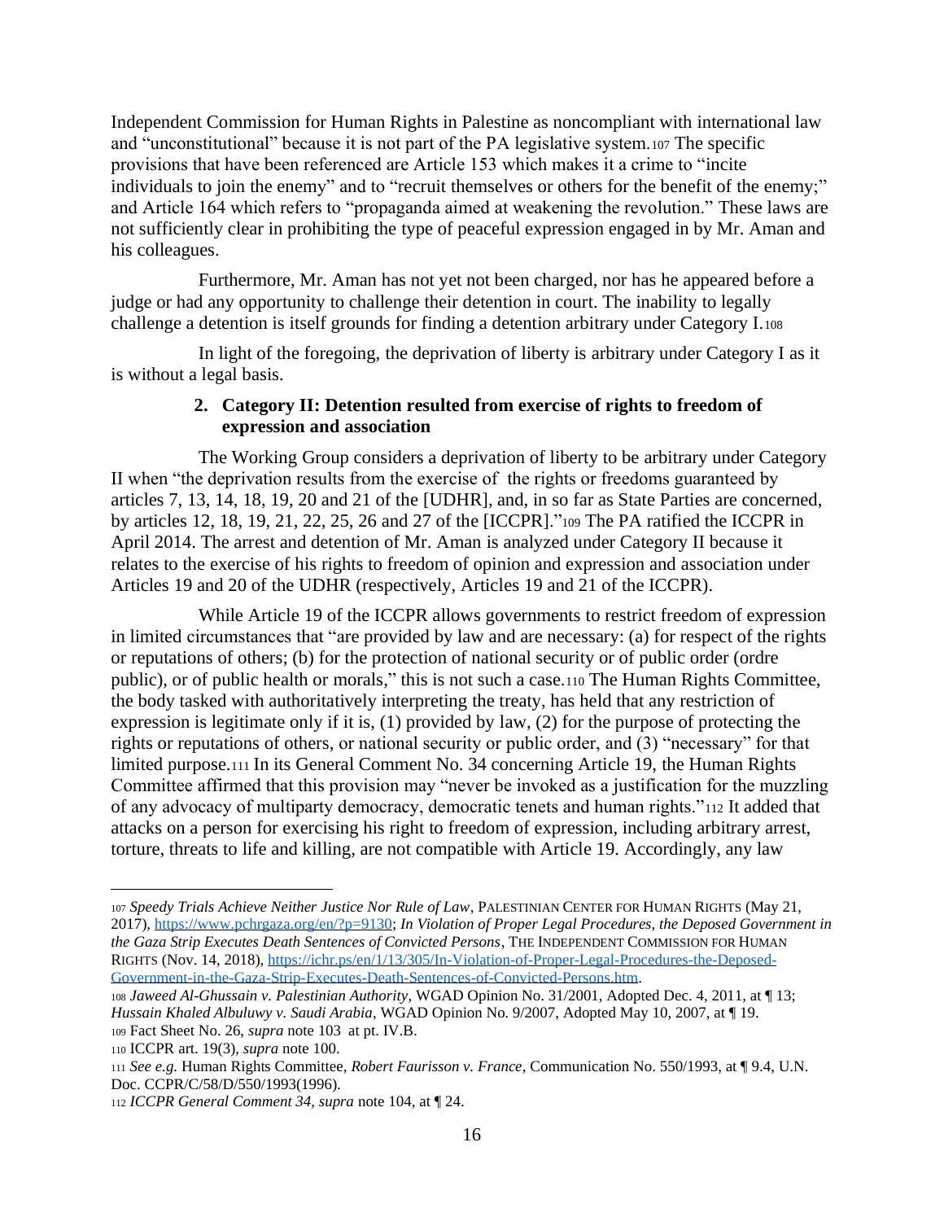Independent Commission for Human Rights in Palestine as noncompliant with international law and "unconstitutional" because it is not part of the PA legislative system.[107] The specific provisions that have been referenced are Article 153 which makes it a crime to "incite individuals to join the enemy" and to "recruit themselves or others for the benefit of the enemy;" and Article 164 which refers to "propaganda aimed at weakening the revolution." These laws are not sufficiently clear in prohibiting the type of peaceful expression engaged in by Mr. Aman and his colleagues.

Furthermore, Mr. Aman has not yet not been charged, nor has he appeared before a judge or had any opportunity to challenge their detention in court. The inability to legally challenge a detention is itself grounds for finding a detention arbitrary under Category I.[108]

In light of the foregoing, the deprivation of liberty is arbitrary under Category I as it is without a legal basis.

**2. Category II: Detention resulted from exercise of rights to freedom of expression and association**

The Working Group considers a deprivation of liberty to be arbitrary under Category II when "the deprivation results from the exercise of the rights or freedoms guaranteed by articles 7, 13, 14, 18, 19, 20 and 21 of the [UDHR], and, in so far as State Parties are concerned, by articles 12, 18, 19, 21, 22, 25, 26 and 27 of the [ICCPR]."[109] The PA ratified the ICCPR in April 2014. The arrest and detention of Mr. Aman is analyzed under Category II because it relates to the exercise of his rights to freedom of opinion and expression and association under Articles 19 and 20 of the UDHR (respectively, Articles 19 and 21 of the ICCPR).

While Article 19 of the ICCPR allows governments to restrict freedom of expression in limited circumstances that "are provided by law and are necessary: (a) for respect of the rights or reputations of others; (b) for the protection of national security or of public order (ordre public), or of public health or morals," this is not such a case.[110] The Human Rights Committee, the body tasked with authoritatively interpreting the treaty, has held that any restriction of expression is legitimate only if it is, (1) provided by law, (2) for the purpose of protecting the rights or reputations of others, or national security or public order, and (3) "necessary" for that limited purpose.[111] In its General Comment No. 34 concerning Article 19, the Human Rights Committee affirmed that this provision may "never be invoked as a justification for the muzzling of any advocacy of multiparty democracy, democratic tenets and human rights."[112] It added that attacks on a person for exercising his right to freedom of expression, including arbitrary arrest, torture, threats to life and killing, are not compatible with Article 19. Accordingly, any law

---

[107] *Speedy Trials Achieve Neither Justice Nor Rule of Law*, PALESTINIAN CENTER FOR HUMAN RIGHTS (May 21, 2017), https://www.pchrgaza.org/en/?p=9130; *In Violation of Proper Legal Procedures, the Deposed Government in the Gaza Strip Executes Death Sentences of Convicted Persons*, THE INDEPENDENT COMMISSION FOR HUMAN RIGHTS (Nov. 14, 2018), https://ichr.ps/en/1/13/305/In-Violation-of-Proper-Legal-Procedures-the-Deposed-Government-in-the-Gaza-Strip-Executes-Death-Sentences-of-Convicted-Persons.htm.

[108] *Jaweed Al-Ghussain v. Palestinian Authority*, WGAD Opinion No. 31/2001, Adopted Dec. 4, 2011, at ¶ 13; *Hussain Khaled Albuluwy v. Saudi Arabia*, WGAD Opinion No. 9/2007, Adopted May 10, 2007, at ¶ 19.

[109] Fact Sheet No. 26, *supra* note 103 at pt. IV.B.

[110] ICCPR art. 19(3), *supra* note 100.

[111] *See e.g.* Human Rights Committee, *Robert Faurisson v. France*, Communication No. 550/1993, at ¶ 9.4, U.N. Doc. CCPR/C/58/D/550/1993(1996).

[112] *ICCPR General Comment 34*, *supra* note 104, at ¶ 24.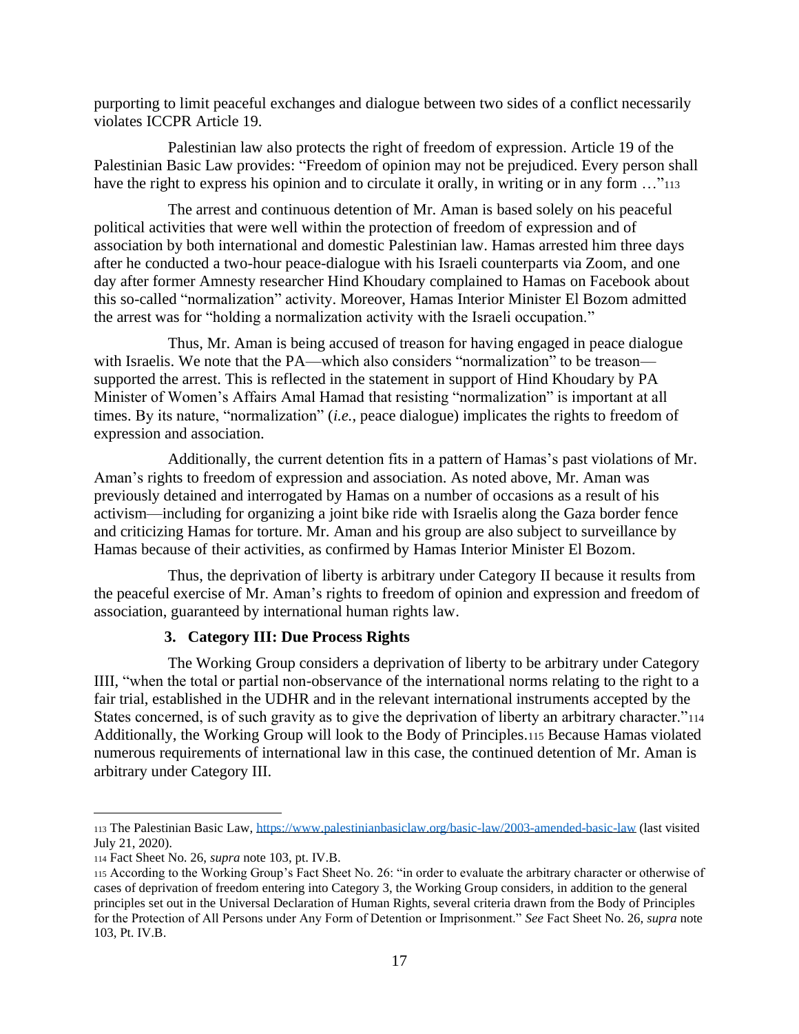purporting to limit peaceful exchanges and dialogue between two sides of a conflict necessarily violates ICCPR Article 19.

Palestinian law also protects the right of freedom of expression. Article 19 of the Palestinian Basic Law provides: "Freedom of opinion may not be prejudiced. Every person shall have the right to express his opinion and to circulate it orally, in writing or in any form …"[113]

The arrest and continuous detention of Mr. Aman is based solely on his peaceful political activities that were well within the protection of freedom of expression and of association by both international and domestic Palestinian law. Hamas arrested him three days after he conducted a two-hour peace-dialogue with his Israeli counterparts via Zoom, and one day after former Amnesty researcher Hind Khoudary complained to Hamas on Facebook about this so-called "normalization" activity. Moreover, Hamas Interior Minister El Bozom admitted the arrest was for "holding a normalization activity with the Israeli occupation."

Thus, Mr. Aman is being accused of treason for having engaged in peace dialogue with Israelis. We note that the PA—which also considers "normalization" to be treason—supported the arrest. This is reflected in the statement in support of Hind Khoudary by PA Minister of Women's Affairs Amal Hamad that resisting "normalization" is important at all times. By its nature, "normalization" (*i.e.*, peace dialogue) implicates the rights to freedom of expression and association.

Additionally, the current detention fits in a pattern of Hamas's past violations of Mr. Aman's rights to freedom of expression and association. As noted above, Mr. Aman was previously detained and interrogated by Hamas on a number of occasions as a result of his activism—including for organizing a joint bike ride with Israelis along the Gaza border fence and criticizing Hamas for torture. Mr. Aman and his group are also subject to surveillance by Hamas because of their activities, as confirmed by Hamas Interior Minister El Bozom.

Thus, the deprivation of liberty is arbitrary under Category II because it results from the peaceful exercise of Mr. Aman's rights to freedom of opinion and expression and freedom of association, guaranteed by international human rights law.

### 3. Category III: Due Process Rights

The Working Group considers a deprivation of liberty to be arbitrary under Category IIII, "when the total or partial non-observance of the international norms relating to the right to a fair trial, established in the UDHR and in the relevant international instruments accepted by the States concerned, is of such gravity as to give the deprivation of liberty an arbitrary character."[114] Additionally, the Working Group will look to the Body of Principles.[115] Because Hamas violated numerous requirements of international law in this case, the continued detention of Mr. Aman is arbitrary under Category III.

---

[113] The Palestinian Basic Law, https://www.palestinianbasiclaw.org/basic-law/2003-amended-basic-law (last visited July 21, 2020).

[114] Fact Sheet No. 26, *supra* note 103, pt. IV.B.

[115] According to the Working Group's Fact Sheet No. 26: "in order to evaluate the arbitrary character or otherwise of cases of deprivation of freedom entering into Category 3, the Working Group considers, in addition to the general principles set out in the Universal Declaration of Human Rights, several criteria drawn from the Body of Principles for the Protection of All Persons under Any Form of Detention or Imprisonment." *See* Fact Sheet No. 26, *supra* note 103, Pt. IV.B.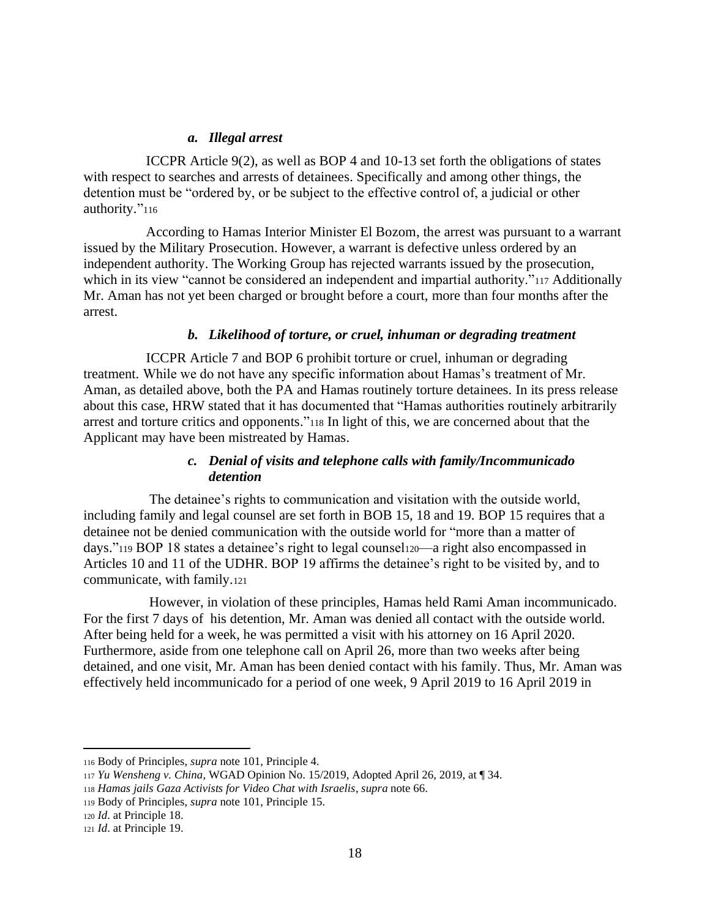#### *a. Illegal arrest*

ICCPR Article 9(2), as well as BOP 4 and 10-13 set forth the obligations of states with respect to searches and arrests of detainees. Specifically and among other things, the detention must be "ordered by, or be subject to the effective control of, a judicial or other authority."[116]

According to Hamas Interior Minister El Bozom, the arrest was pursuant to a warrant issued by the Military Prosecution. However, a warrant is defective unless ordered by an independent authority. The Working Group has rejected warrants issued by the prosecution, which in its view "cannot be considered an independent and impartial authority."[117] Additionally Mr. Aman has not yet been charged or brought before a court, more than four months after the arrest.

#### *b. Likelihood of torture, or cruel, inhuman or degrading treatment*

ICCPR Article 7 and BOP 6 prohibit torture or cruel, inhuman or degrading treatment. While we do not have any specific information about Hamas's treatment of Mr. Aman, as detailed above, both the PA and Hamas routinely torture detainees. In its press release about this case, HRW stated that it has documented that "Hamas authorities routinely arbitrarily arrest and torture critics and opponents."[118] In light of this, we are concerned about that the Applicant may have been mistreated by Hamas.

#### *c. Denial of visits and telephone calls with family/Incommunicado detention*

The detainee's rights to communication and visitation with the outside world, including family and legal counsel are set forth in BOB 15, 18 and 19. BOP 15 requires that a detainee not be denied communication with the outside world for "more than a matter of days."[119] BOP 18 states a detainee's right to legal counsel[120]—a right also encompassed in Articles 10 and 11 of the UDHR. BOP 19 affirms the detainee's right to be visited by, and to communicate, with family.[121]

However, in violation of these principles, Hamas held Rami Aman incommunicado. For the first 7 days of his detention, Mr. Aman was denied all contact with the outside world. After being held for a week, he was permitted a visit with his attorney on 16 April 2020. Furthermore, aside from one telephone call on April 26, more than two weeks after being detained, and one visit, Mr. Aman has been denied contact with his family. Thus, Mr. Aman was effectively held incommunicado for a period of one week, 9 April 2019 to 16 April 2019 in

---

[116] Body of Principles, *supra* note 101, Principle 4.

[117] *Yu Wensheng v. China*, WGAD Opinion No. 15/2019, Adopted April 26, 2019, at ¶ 34.

[118] *Hamas jails Gaza Activists for Video Chat with Israelis*, *supra* note 66.

[119] Body of Principles, *supra* note 101, Principle 15.

[120] *Id*. at Principle 18.

[121] *Id*. at Principle 19.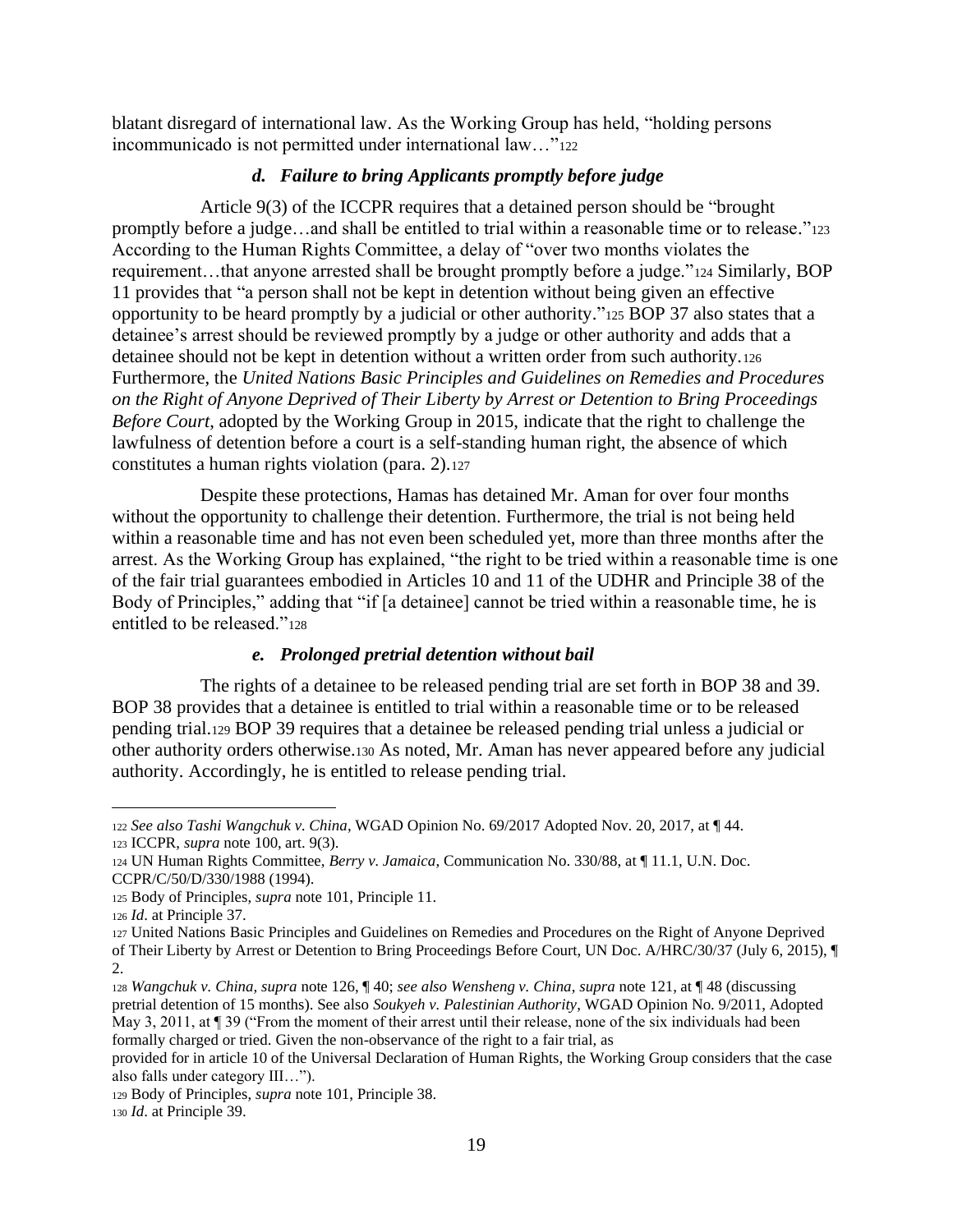blatant disregard of international law. As the Working Group has held, "holding persons incommunicado is not permitted under international law…"[122]

### *d. Failure to bring Applicants promptly before judge*

Article 9(3) of the ICCPR requires that a detained person should be "brought promptly before a judge…and shall be entitled to trial within a reasonable time or to release."[123] According to the Human Rights Committee, a delay of "over two months violates the requirement…that anyone arrested shall be brought promptly before a judge."[124] Similarly, BOP 11 provides that "a person shall not be kept in detention without being given an effective opportunity to be heard promptly by a judicial or other authority."[125] BOP 37 also states that a detainee's arrest should be reviewed promptly by a judge or other authority and adds that a detainee should not be kept in detention without a written order from such authority.[126] Furthermore, the *United Nations Basic Principles and Guidelines on Remedies and Procedures on the Right of Anyone Deprived of Their Liberty by Arrest or Detention to Bring Proceedings Before Court*, adopted by the Working Group in 2015, indicate that the right to challenge the lawfulness of detention before a court is a self-standing human right, the absence of which constitutes a human rights violation (para. 2).[127]

Despite these protections, Hamas has detained Mr. Aman for over four months without the opportunity to challenge their detention. Furthermore, the trial is not being held within a reasonable time and has not even been scheduled yet, more than three months after the arrest. As the Working Group has explained, "the right to be tried within a reasonable time is one of the fair trial guarantees embodied in Articles 10 and 11 of the UDHR and Principle 38 of the Body of Principles," adding that "if [a detainee] cannot be tried within a reasonable time, he is entitled to be released."[128]

### *e. Prolonged pretrial detention without bail*

The rights of a detainee to be released pending trial are set forth in BOP 38 and 39. BOP 38 provides that a detainee is entitled to trial within a reasonable time or to be released pending trial.[129] BOP 39 requires that a detainee be released pending trial unless a judicial or other authority orders otherwise.[130] As noted, Mr. Aman has never appeared before any judicial authority. Accordingly, he is entitled to release pending trial.

---

[122] *See also Tashi Wangchuk v. China*, WGAD Opinion No. 69/2017 Adopted Nov. 20, 2017, at ¶ 44.

[123] ICCPR, *supra* note 100, art. 9(3).

[124] UN Human Rights Committee, *Berry v. Jamaica*, Communication No. 330/88, at ¶ 11.1, U.N. Doc. CCPR/C/50/D/330/1988 (1994).

[125] Body of Principles, *supra* note 101, Principle 11.

[126] *Id*. at Principle 37.

[127] United Nations Basic Principles and Guidelines on Remedies and Procedures on the Right of Anyone Deprived of Their Liberty by Arrest or Detention to Bring Proceedings Before Court, UN Doc. A/HRC/30/37 (July 6, 2015), ¶ 2.

[128] *Wangchuk v. China*, *supra* note 126, ¶ 40; *see also Wensheng v. China*, *supra* note 121, at ¶ 48 (discussing pretrial detention of 15 months). See also *Soukyeh v. Palestinian Authority*, WGAD Opinion No. 9/2011, Adopted May 3, 2011, at ¶ 39 ("From the moment of their arrest until their release, none of the six individuals had been formally charged or tried. Given the non-observance of the right to a fair trial, as provided for in article 10 of the Universal Declaration of Human Rights, the Working Group considers that the case also falls under category III…").

[129] Body of Principles, *supra* note 101, Principle 38.

[130] *Id*. at Principle 39.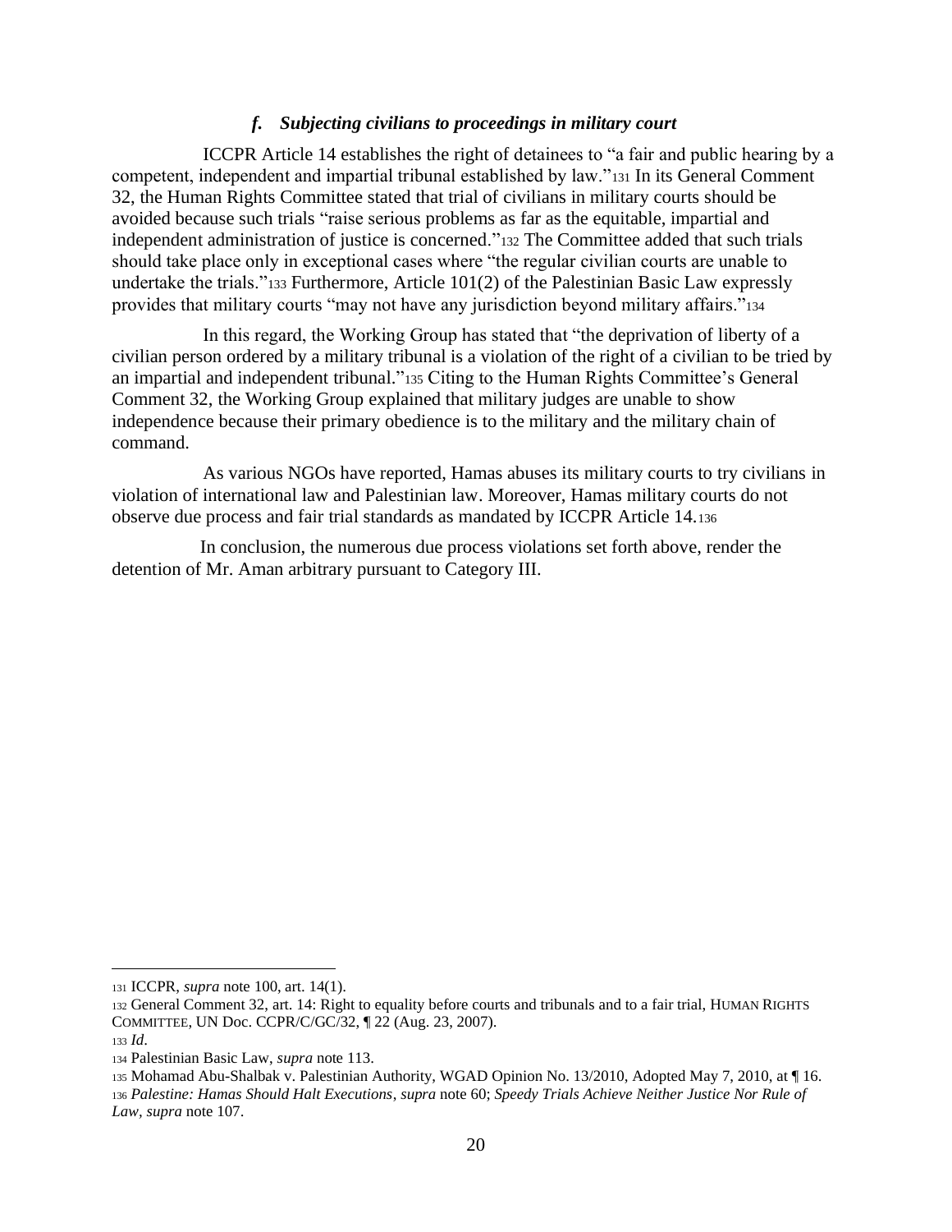### *f. Subjecting civilians to proceedings in military court*

ICCPR Article 14 establishes the right of detainees to "a fair and public hearing by a competent, independent and impartial tribunal established by law."[131] In its General Comment 32, the Human Rights Committee stated that trial of civilians in military courts should be avoided because such trials "raise serious problems as far as the equitable, impartial and independent administration of justice is concerned."[132] The Committee added that such trials should take place only in exceptional cases where "the regular civilian courts are unable to undertake the trials."[133] Furthermore, Article 101(2) of the Palestinian Basic Law expressly provides that military courts "may not have any jurisdiction beyond military affairs."[134]

In this regard, the Working Group has stated that "the deprivation of liberty of a civilian person ordered by a military tribunal is a violation of the right of a civilian to be tried by an impartial and independent tribunal."[135] Citing to the Human Rights Committee's General Comment 32, the Working Group explained that military judges are unable to show independence because their primary obedience is to the military and the military chain of command.

As various NGOs have reported, Hamas abuses its military courts to try civilians in violation of international law and Palestinian law. Moreover, Hamas military courts do not observe due process and fair trial standards as mandated by ICCPR Article 14.[136]

In conclusion, the numerous due process violations set forth above, render the detention of Mr. Aman arbitrary pursuant to Category III.

---

[131] ICCPR, *supra* note 100, art. 14(1).

[132] General Comment 32, art. 14: Right to equality before courts and tribunals and to a fair trial, HUMAN RIGHTS COMMITTEE, UN Doc. CCPR/C/GC/32, ¶ 22 (Aug. 23, 2007).

[133] *Id*.

[134] Palestinian Basic Law, *supra* note 113.

[135] Mohamad Abu-Shalbak v. Palestinian Authority, WGAD Opinion No. 13/2010, Adopted May 7, 2010, at ¶ 16.

[136] *Palestine: Hamas Should Halt Executions*, *supra* note 60; *Speedy Trials Achieve Neither Justice Nor Rule of Law*, *supra* note 107.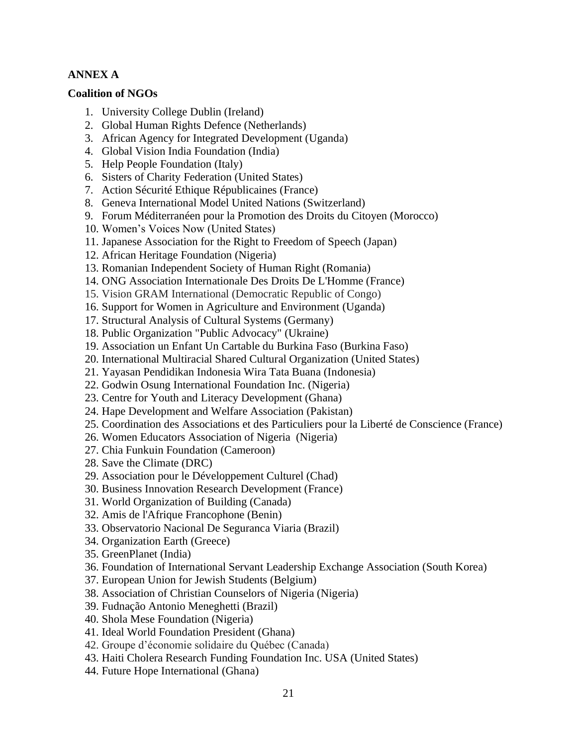## ANNEX A

### Coalition of NGOs

1. University College Dublin (Ireland)
2. Global Human Rights Defence (Netherlands)
3. African Agency for Integrated Development (Uganda)
4. Global Vision India Foundation (India)
5. Help People Foundation (Italy)
6. Sisters of Charity Federation (United States)
7. Action Sécurité Ethique Républicaines (France)
8. Geneva International Model United Nations (Switzerland)
9. Forum Méditerranéen pour la Promotion des Droits du Citoyen (Morocco)
10. Women's Voices Now (United States)
11. Japanese Association for the Right to Freedom of Speech (Japan)
12. African Heritage Foundation (Nigeria)
13. Romanian Independent Society of Human Right (Romania)
14. ONG Association Internationale Des Droits De L'Homme (France)
15. Vision GRAM International (Democratic Republic of Congo)
16. Support for Women in Agriculture and Environment (Uganda)
17. Structural Analysis of Cultural Systems (Germany)
18. Public Organization "Public Advocacy" (Ukraine)
19. Association un Enfant Un Cartable du Burkina Faso (Burkina Faso)
20. International Multiracial Shared Cultural Organization (United States)
21. Yayasan Pendidikan Indonesia Wira Tata Buana (Indonesia)
22. Godwin Osung International Foundation Inc. (Nigeria)
23. Centre for Youth and Literacy Development (Ghana)
24. Hape Development and Welfare Association (Pakistan)
25. Coordination des Associations et des Particuliers pour la Liberté de Conscience (France)
26. Women Educators Association of Nigeria (Nigeria)
27. Chia Funkuin Foundation (Cameroon)
28. Save the Climate (DRC)
29. Association pour le Développement Culturel (Chad)
30. Business Innovation Research Development (France)
31. World Organization of Building (Canada)
32. Amis de l'Afrique Francophone (Benin)
33. Observatorio Nacional De Seguranca Viaria (Brazil)
34. Organization Earth (Greece)
35. GreenPlanet (India)
36. Foundation of International Servant Leadership Exchange Association (South Korea)
37. European Union for Jewish Students (Belgium)
38. Association of Christian Counselors of Nigeria (Nigeria)
39. Fudnação Antonio Meneghetti (Brazil)
40. Shola Mese Foundation (Nigeria)
41. Ideal World Foundation President (Ghana)
42. Groupe d'économie solidaire du Québec (Canada)
43. Haiti Cholera Research Funding Foundation Inc. USA (United States)
44. Future Hope International (Ghana)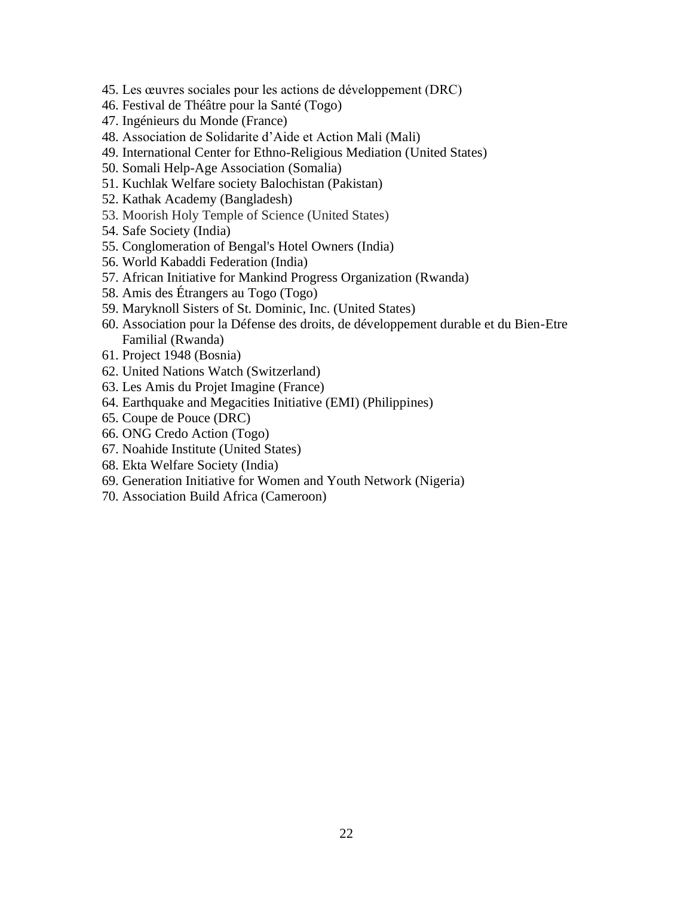45. Les œuvres sociales pour les actions de développement (DRC)
46. Festival de Théâtre pour la Santé (Togo)
47. Ingénieurs du Monde (France)
48. Association de Solidarite d'Aide et Action Mali (Mali)
49. International Center for Ethno-Religious Mediation (United States)
50. Somali Help-Age Association (Somalia)
51. Kuchlak Welfare society Balochistan (Pakistan)
52. Kathak Academy (Bangladesh)
53. Moorish Holy Temple of Science (United States)
54. Safe Society (India)
55. Conglomeration of Bengal's Hotel Owners (India)
56. World Kabaddi Federation (India)
57. African Initiative for Mankind Progress Organization (Rwanda)
58. Amis des Étrangers au Togo (Togo)
59. Maryknoll Sisters of St. Dominic, Inc. (United States)
60. Association pour la Défense des droits, de développement durable et du Bien-Etre Familial (Rwanda)
61. Project 1948 (Bosnia)
62. United Nations Watch (Switzerland)
63. Les Amis du Projet Imagine (France)
64. Earthquake and Megacities Initiative (EMI) (Philippines)
65. Coupe de Pouce (DRC)
66. ONG Credo Action (Togo)
67. Noahide Institute (United States)
68. Ekta Welfare Society (India)
69. Generation Initiative for Women and Youth Network (Nigeria)
70. Association Build Africa (Cameroon)